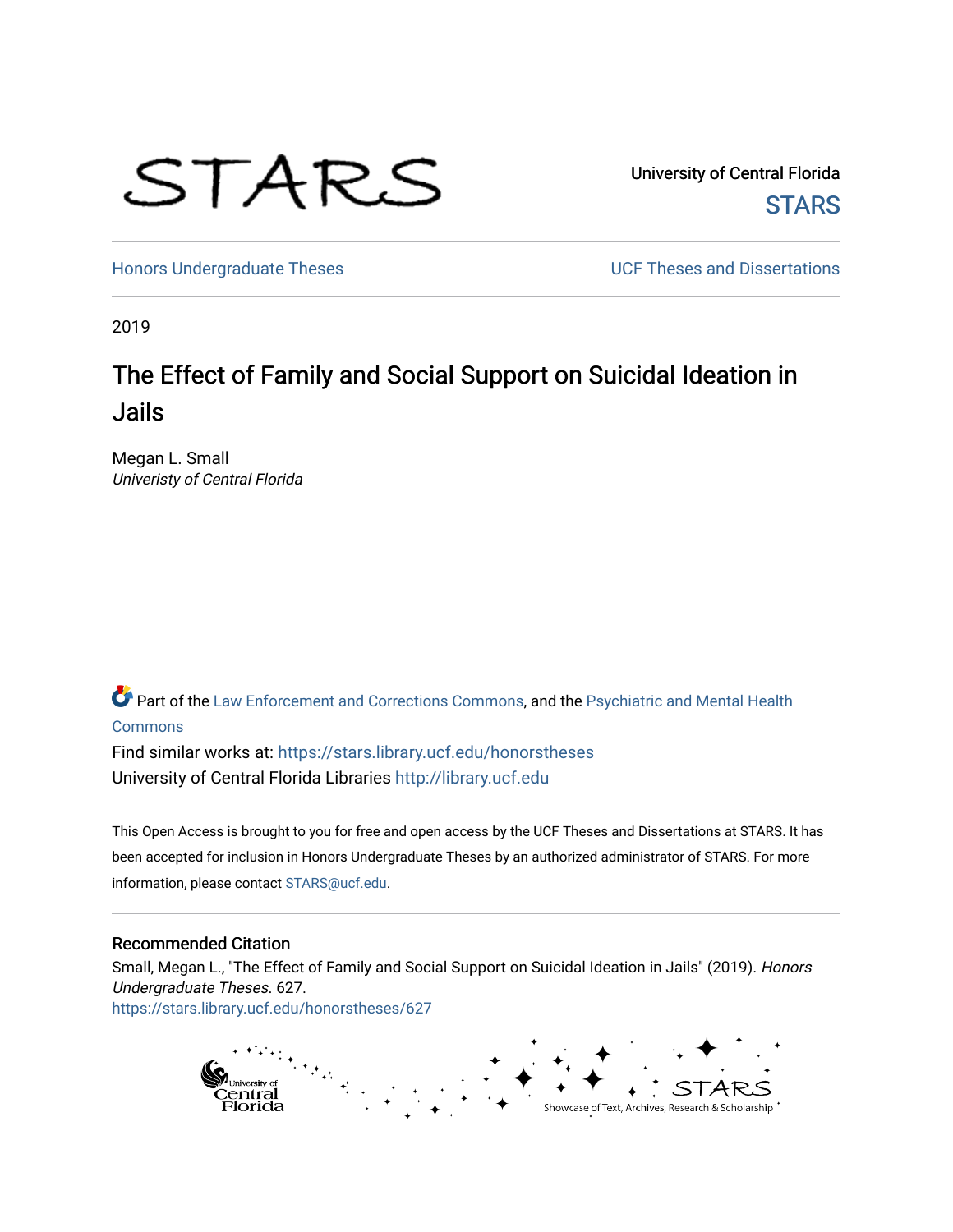University of Central Florida

STARS

Honors Undergraduate Theses

UCF Theses and Dissertations

2019

# The Effect of Family and Social Support on Suicidal Ideation in Jails

Megan L. Small
*Univeristy of Central Florida*

Part of the Law Enforcement and Corrections Commons, and the Psychiatric and Mental Health Commons

Find similar works at: https://stars.library.ucf.edu/honorstheses
University of Central Florida Libraries http://library.ucf.edu

This Open Access is brought to you for free and open access by the UCF Theses and Dissertations at STARS. It has been accepted for inclusion in Honors Undergraduate Theses by an authorized administrator of STARS. For more information, please contact STARS@ucf.edu.

## Recommended Citation

Small, Megan L., "The Effect of Family and Social Support on Suicidal Ideation in Jails" (2019). *Honors Undergraduate Theses*. 627.
https://stars.library.ucf.edu/honorstheses/627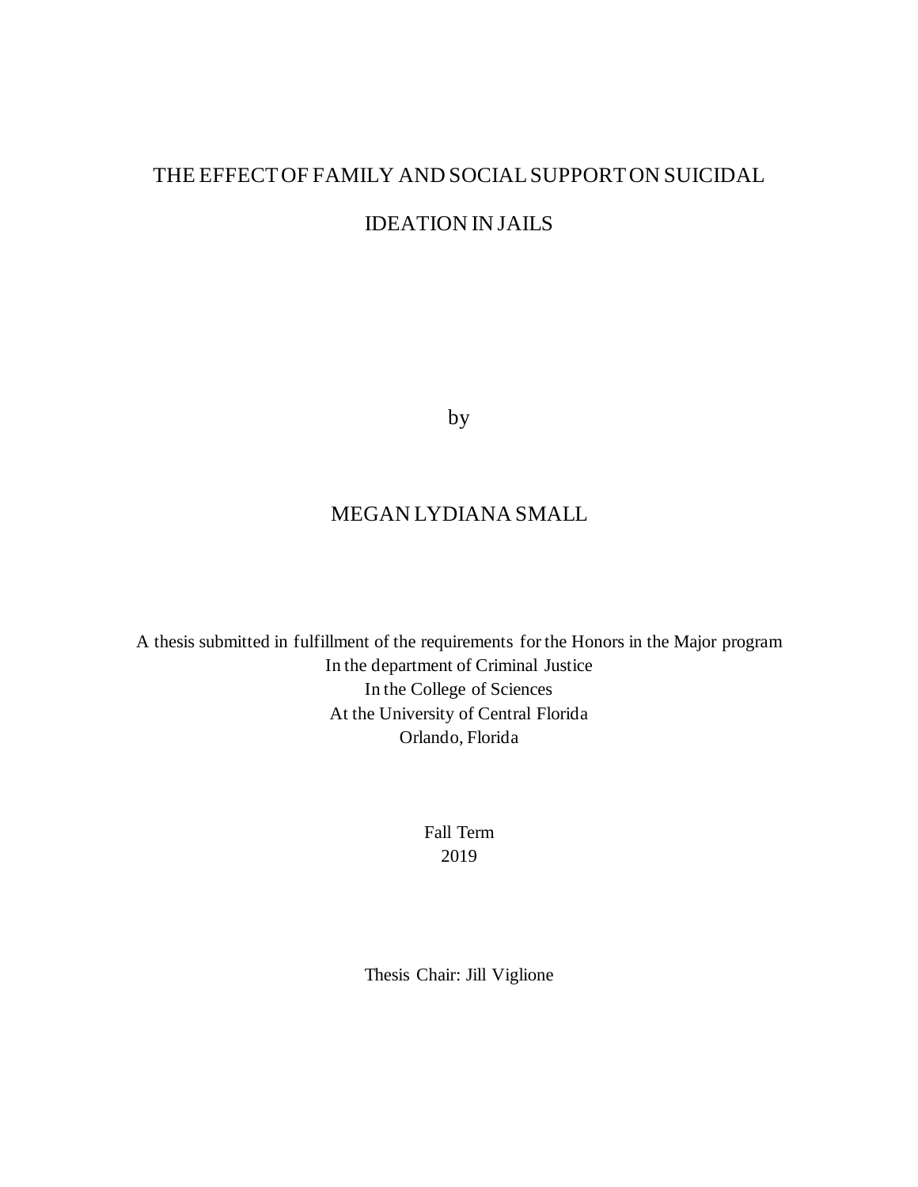# THE EFFECT OF FAMILY AND SOCIAL SUPPORT ON SUICIDAL IDEATION IN JAILS

by

MEGAN LYDIANA SMALL

A thesis submitted in fulfillment of the requirements for the Honors in the Major program
In the department of Criminal Justice
In the College of Sciences
At the University of Central Florida
Orlando, Florida

Fall Term
2019

Thesis Chair: Jill Viglione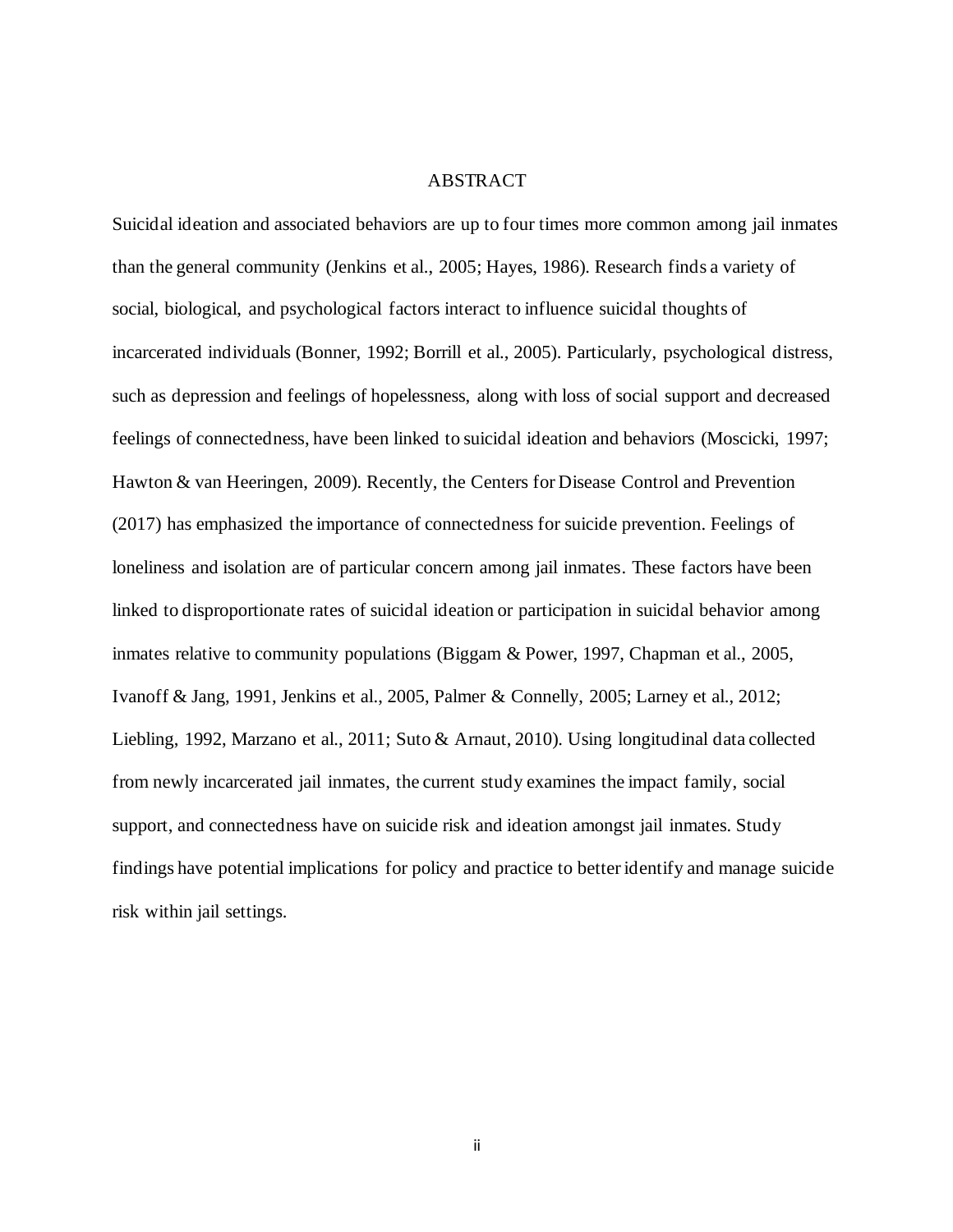# ABSTRACT

Suicidal ideation and associated behaviors are up to four times more common among jail inmates than the general community (Jenkins et al., 2005; Hayes, 1986). Research finds a variety of social, biological, and psychological factors interact to influence suicidal thoughts of incarcerated individuals (Bonner, 1992; Borrill et al., 2005). Particularly, psychological distress, such as depression and feelings of hopelessness, along with loss of social support and decreased feelings of connectedness, have been linked to suicidal ideation and behaviors (Moscicki, 1997; Hawton & van Heeringen, 2009). Recently, the Centers for Disease Control and Prevention (2017) has emphasized the importance of connectedness for suicide prevention. Feelings of loneliness and isolation are of particular concern among jail inmates. These factors have been linked to disproportionate rates of suicidal ideation or participation in suicidal behavior among inmates relative to community populations (Biggam & Power, 1997, Chapman et al., 2005, Ivanoff & Jang, 1991, Jenkins et al., 2005, Palmer & Connelly, 2005; Larney et al., 2012; Liebling, 1992, Marzano et al., 2011; Suto & Arnaut, 2010). Using longitudinal data collected from newly incarcerated jail inmates, the current study examines the impact family, social support, and connectedness have on suicide risk and ideation amongst jail inmates. Study findings have potential implications for policy and practice to better identify and manage suicide risk within jail settings.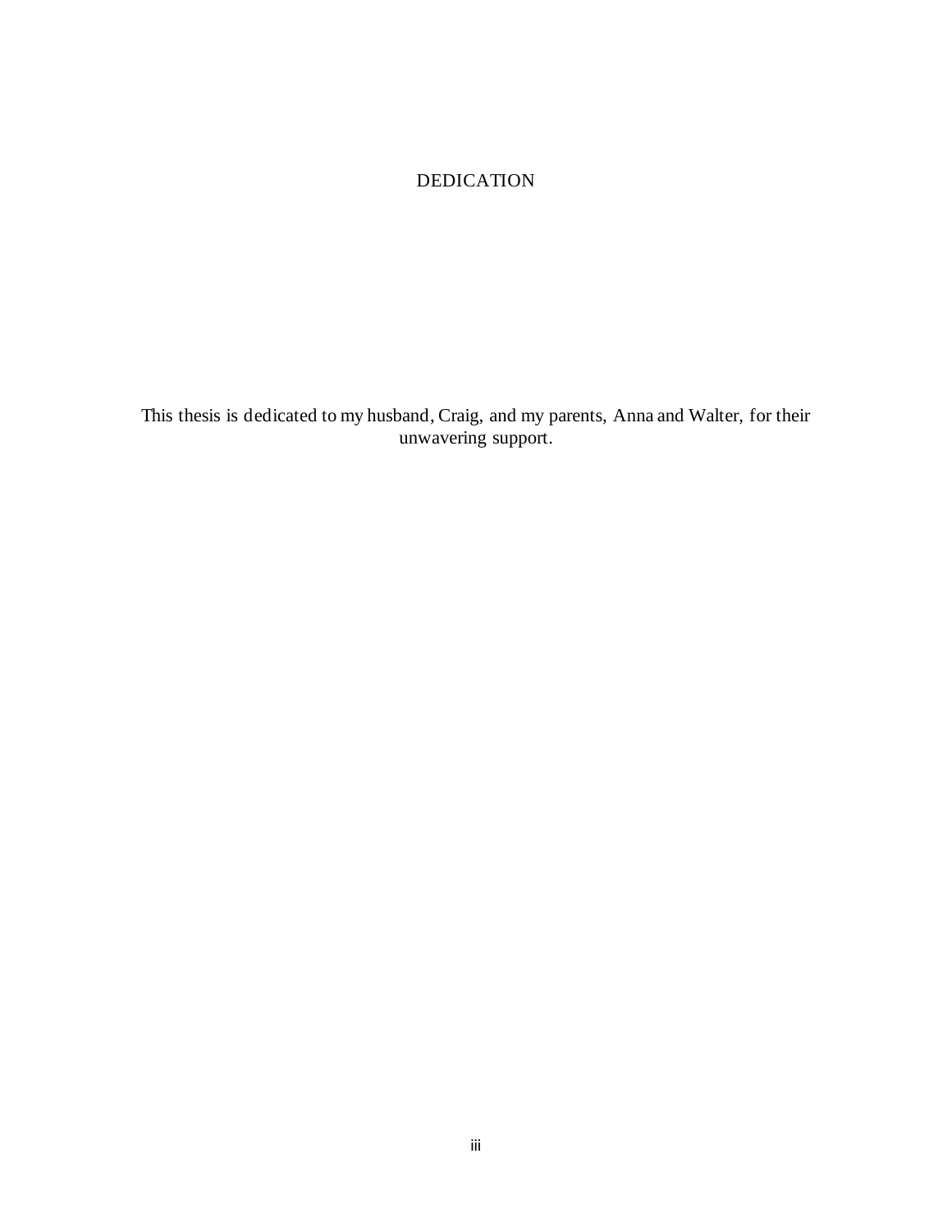# DEDICATION

This thesis is dedicated to my husband, Craig, and my parents, Anna and Walter, for their unwavering support.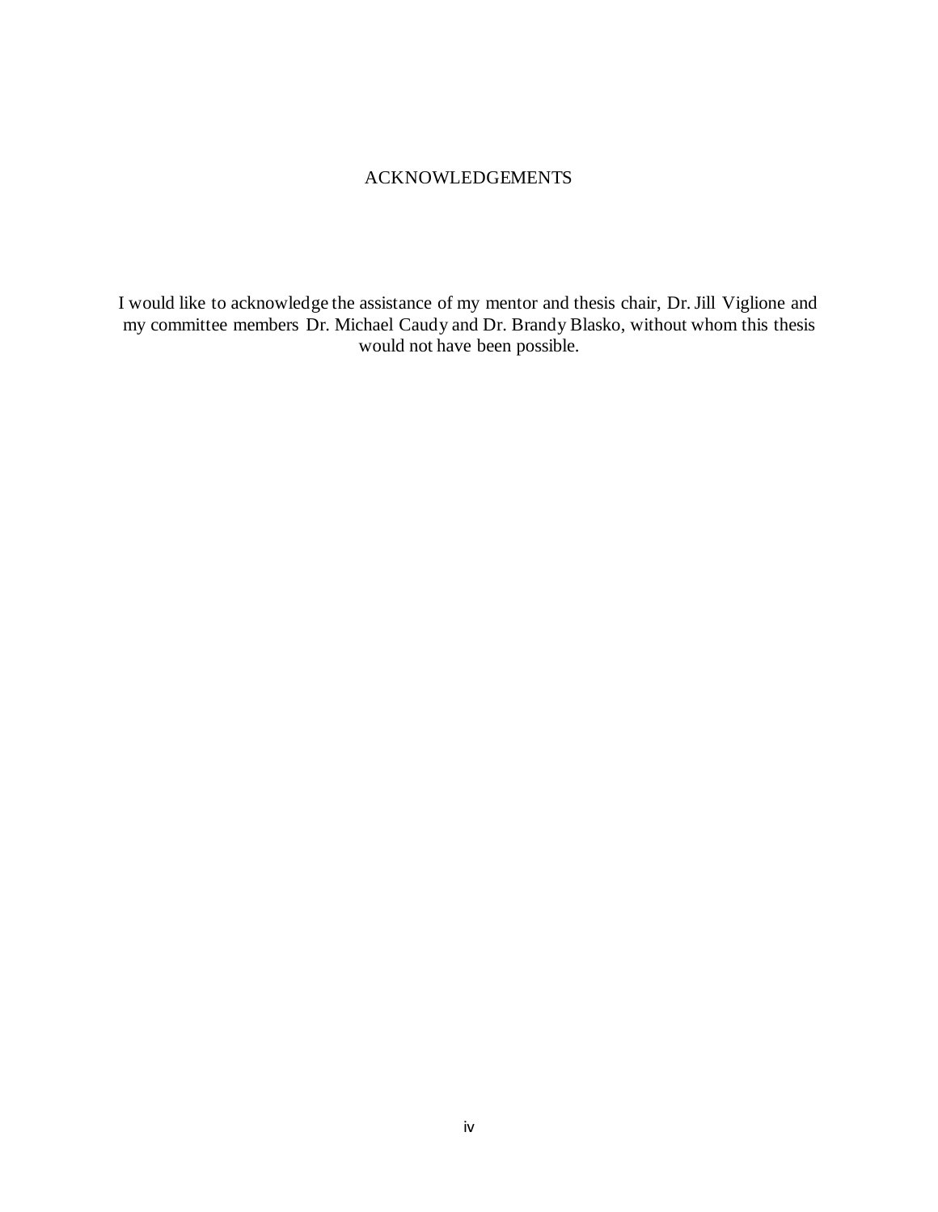# ACKNOWLEDGEMENTS

I would like to acknowledge the assistance of my mentor and thesis chair, Dr. Jill Viglione and my committee members Dr. Michael Caudy and Dr. Brandy Blasko, without whom this thesis would not have been possible.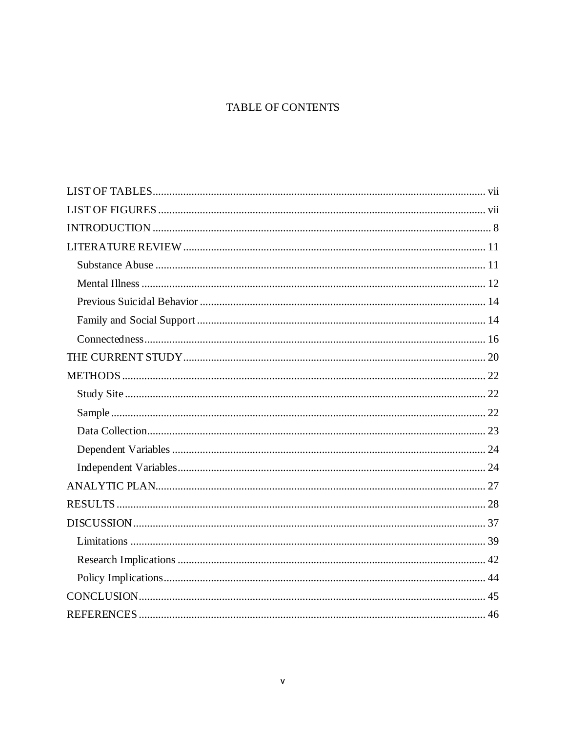# TABLE OF CONTENTS

LIST OF TABLES ........ vii

LIST OF FIGURES ........ vii

INTRODUCTION ........ 8

LITERATURE REVIEW ........ 11

- Substance Abuse ........ 11
- Mental Illness ........ 12
- Previous Suicidal Behavior ........ 14
- Family and Social Support ........ 14
- Connectedness ........ 16

THE CURRENT STUDY ........ 20

METHODS ........ 22

- Study Site ........ 22
- Sample ........ 22
- Data Collection ........ 23
- Dependent Variables ........ 24
- Independent Variables ........ 24

ANALYTIC PLAN ........ 27

RESULTS ........ 28

DISCUSSION ........ 37

- Limitations ........ 39
- Research Implications ........ 42
- Policy Implications ........ 44

CONCLUSION ........ 45

REFERENCES ........ 46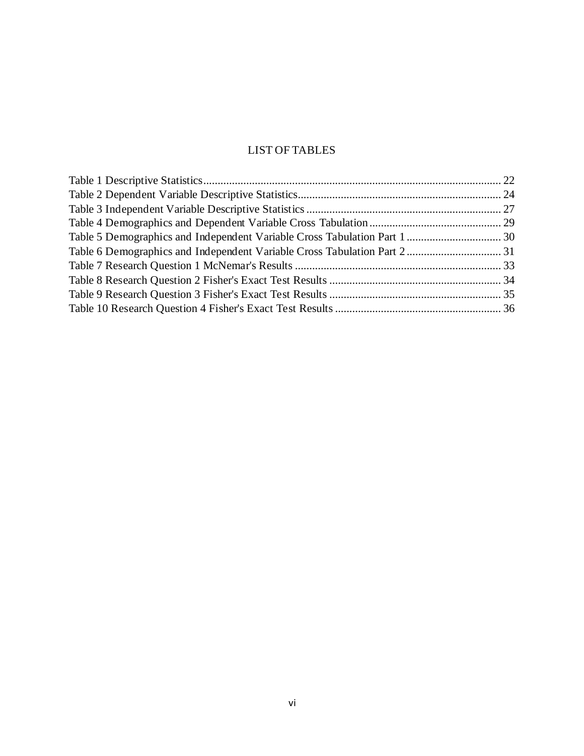# LIST OF TABLES

Table 1 Descriptive Statistics........................................................................................................ 22
Table 2 Dependent Variable Descriptive Statistics....................................................................... 24
Table 3 Independent Variable Descriptive Statistics .................................................................... 27
Table 4 Demographics and Dependent Variable Cross Tabulation .............................................. 29
Table 5 Demographics and Independent Variable Cross Tabulation Part 1 ................................. 30
Table 6 Demographics and Independent Variable Cross Tabulation Part 2 ................................. 31
Table 7 Research Question 1 McNemar's Results ........................................................................ 33
Table 8 Research Question 2 Fisher's Exact Test Results ............................................................ 34
Table 9 Research Question 3 Fisher's Exact Test Results ............................................................ 35
Table 10 Research Question 4 Fisher's Exact Test Results .......................................................... 36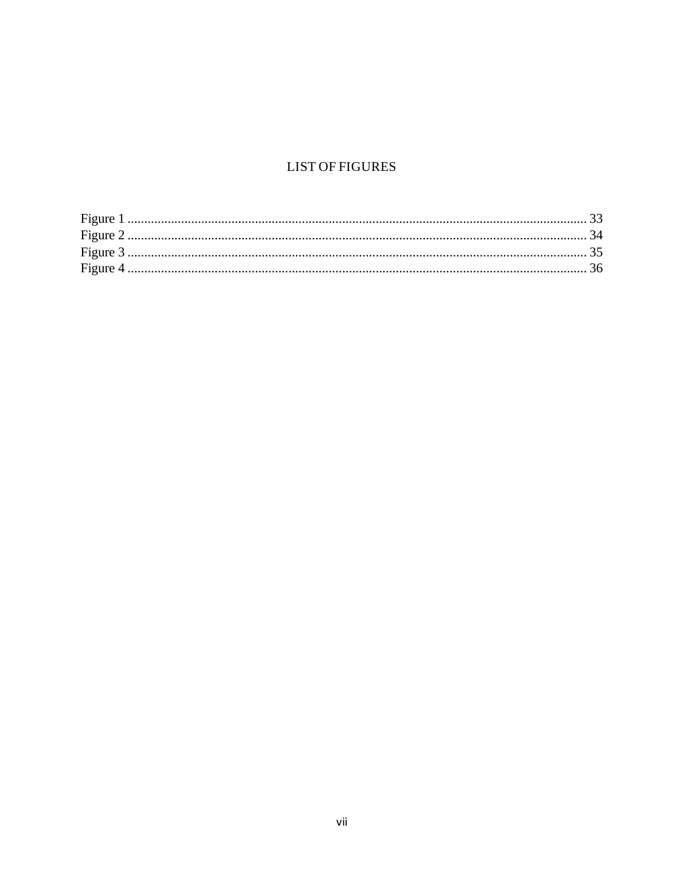# LIST OF FIGURES

Figure 1 ........................................................................................................................................ 33
Figure 2 ........................................................................................................................................ 34
Figure 3 ........................................................................................................................................ 35
Figure 4 ........................................................................................................................................ 36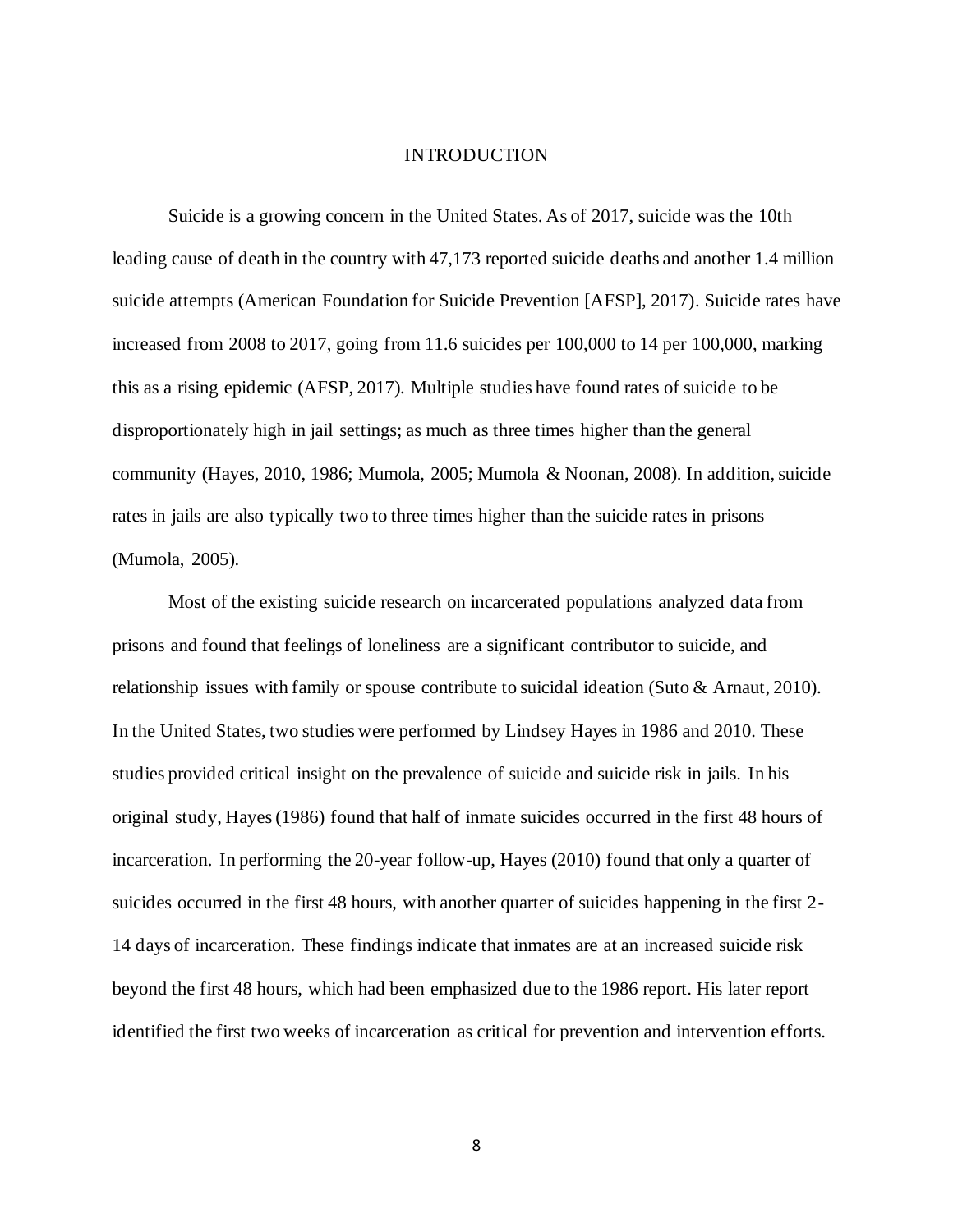# INTRODUCTION

Suicide is a growing concern in the United States. As of 2017, suicide was the 10th leading cause of death in the country with 47,173 reported suicide deaths and another 1.4 million suicide attempts (American Foundation for Suicide Prevention [AFSP], 2017). Suicide rates have increased from 2008 to 2017, going from 11.6 suicides per 100,000 to 14 per 100,000, marking this as a rising epidemic (AFSP, 2017). Multiple studies have found rates of suicide to be disproportionately high in jail settings; as much as three times higher than the general community (Hayes, 2010, 1986; Mumola, 2005; Mumola & Noonan, 2008). In addition, suicide rates in jails are also typically two to three times higher than the suicide rates in prisons (Mumola, 2005).

Most of the existing suicide research on incarcerated populations analyzed data from prisons and found that feelings of loneliness are a significant contributor to suicide, and relationship issues with family or spouse contribute to suicidal ideation (Suto & Arnaut, 2010). In the United States, two studies were performed by Lindsey Hayes in 1986 and 2010. These studies provided critical insight on the prevalence of suicide and suicide risk in jails. In his original study, Hayes (1986) found that half of inmate suicides occurred in the first 48 hours of incarceration. In performing the 20-year follow-up, Hayes (2010) found that only a quarter of suicides occurred in the first 48 hours, with another quarter of suicides happening in the first 2-14 days of incarceration. These findings indicate that inmates are at an increased suicide risk beyond the first 48 hours, which had been emphasized due to the 1986 report. His later report identified the first two weeks of incarceration as critical for prevention and intervention efforts.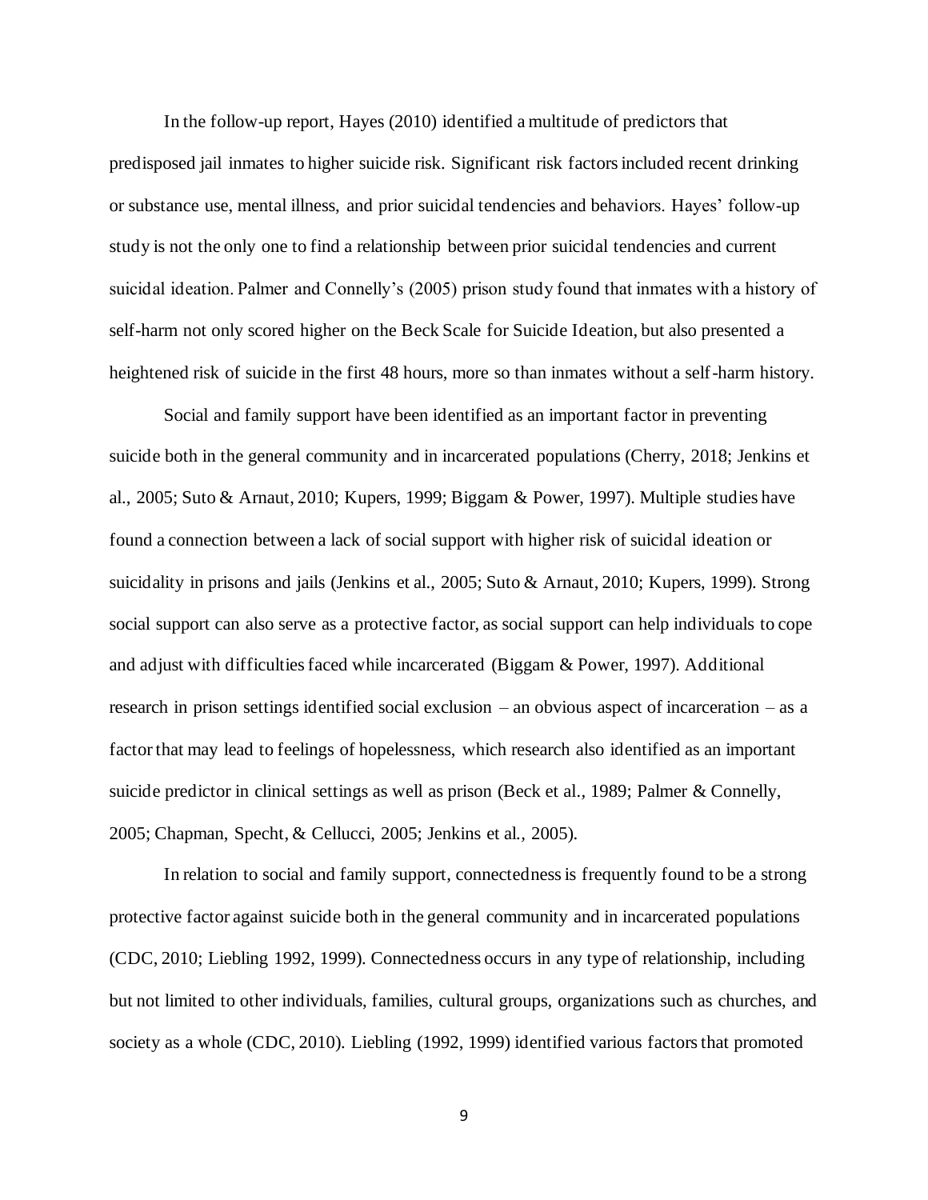In the follow-up report, Hayes (2010) identified a multitude of predictors that predisposed jail inmates to higher suicide risk. Significant risk factors included recent drinking or substance use, mental illness, and prior suicidal tendencies and behaviors. Hayes' follow-up study is not the only one to find a relationship between prior suicidal tendencies and current suicidal ideation. Palmer and Connelly's (2005) prison study found that inmates with a history of self-harm not only scored higher on the Beck Scale for Suicide Ideation, but also presented a heightened risk of suicide in the first 48 hours, more so than inmates without a self-harm history.

Social and family support have been identified as an important factor in preventing suicide both in the general community and in incarcerated populations (Cherry, 2018; Jenkins et al., 2005; Suto & Arnaut, 2010; Kupers, 1999; Biggam & Power, 1997). Multiple studies have found a connection between a lack of social support with higher risk of suicidal ideation or suicidality in prisons and jails (Jenkins et al., 2005; Suto & Arnaut, 2010; Kupers, 1999). Strong social support can also serve as a protective factor, as social support can help individuals to cope and adjust with difficulties faced while incarcerated (Biggam & Power, 1997). Additional research in prison settings identified social exclusion – an obvious aspect of incarceration – as a factor that may lead to feelings of hopelessness, which research also identified as an important suicide predictor in clinical settings as well as prison (Beck et al., 1989; Palmer & Connelly, 2005; Chapman, Specht, & Cellucci, 2005; Jenkins et al., 2005).

In relation to social and family support, connectedness is frequently found to be a strong protective factor against suicide both in the general community and in incarcerated populations (CDC, 2010; Liebling 1992, 1999). Connectedness occurs in any type of relationship, including but not limited to other individuals, families, cultural groups, organizations such as churches, and society as a whole (CDC, 2010). Liebling (1992, 1999) identified various factors that promoted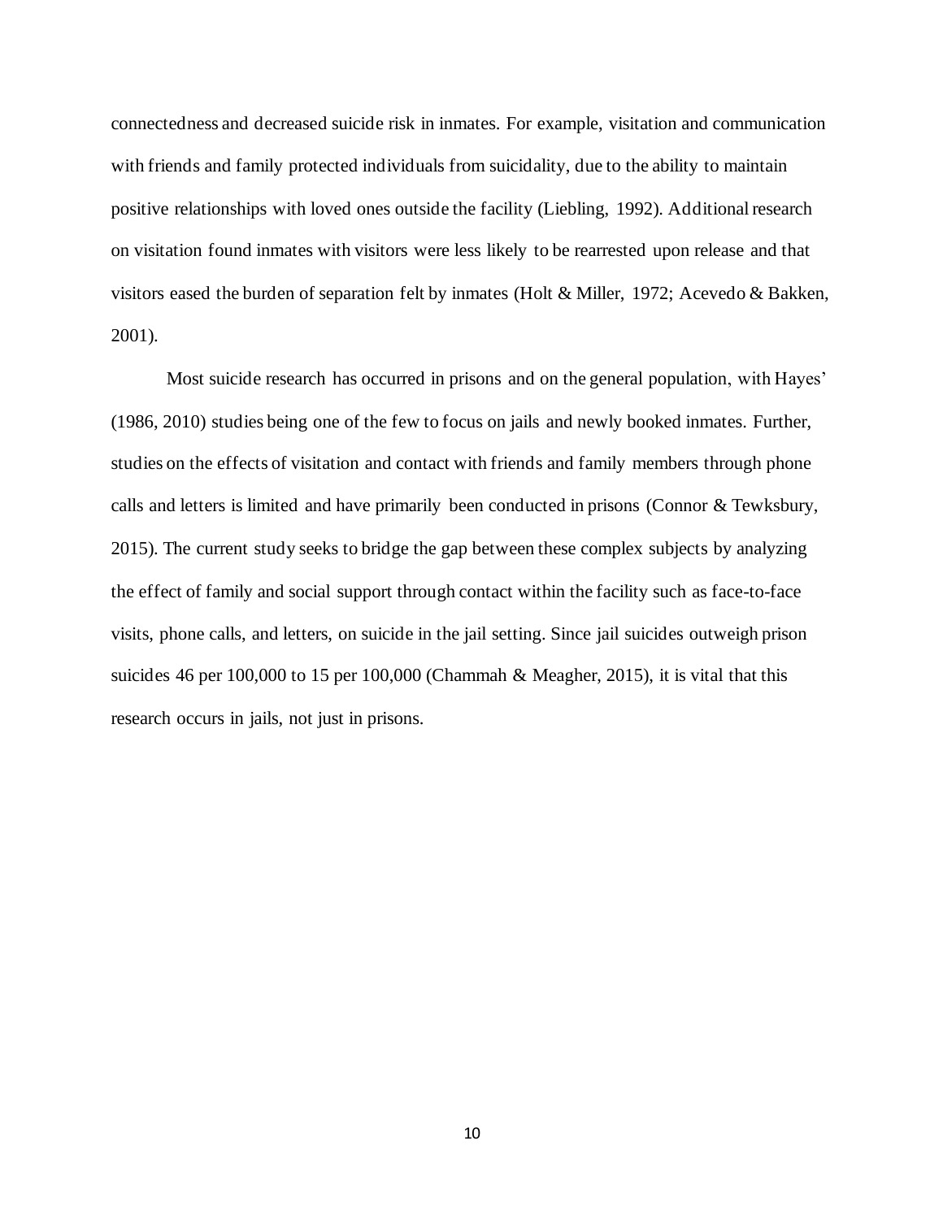connectedness and decreased suicide risk in inmates. For example, visitation and communication with friends and family protected individuals from suicidality, due to the ability to maintain positive relationships with loved ones outside the facility (Liebling, 1992). Additional research on visitation found inmates with visitors were less likely to be rearrested upon release and that visitors eased the burden of separation felt by inmates (Holt & Miller, 1972; Acevedo & Bakken, 2001).

Most suicide research has occurred in prisons and on the general population, with Hayes' (1986, 2010) studies being one of the few to focus on jails and newly booked inmates. Further, studies on the effects of visitation and contact with friends and family members through phone calls and letters is limited and have primarily been conducted in prisons (Connor & Tewksbury, 2015). The current study seeks to bridge the gap between these complex subjects by analyzing the effect of family and social support through contact within the facility such as face-to-face visits, phone calls, and letters, on suicide in the jail setting. Since jail suicides outweigh prison suicides 46 per 100,000 to 15 per 100,000 (Chammah & Meagher, 2015), it is vital that this research occurs in jails, not just in prisons.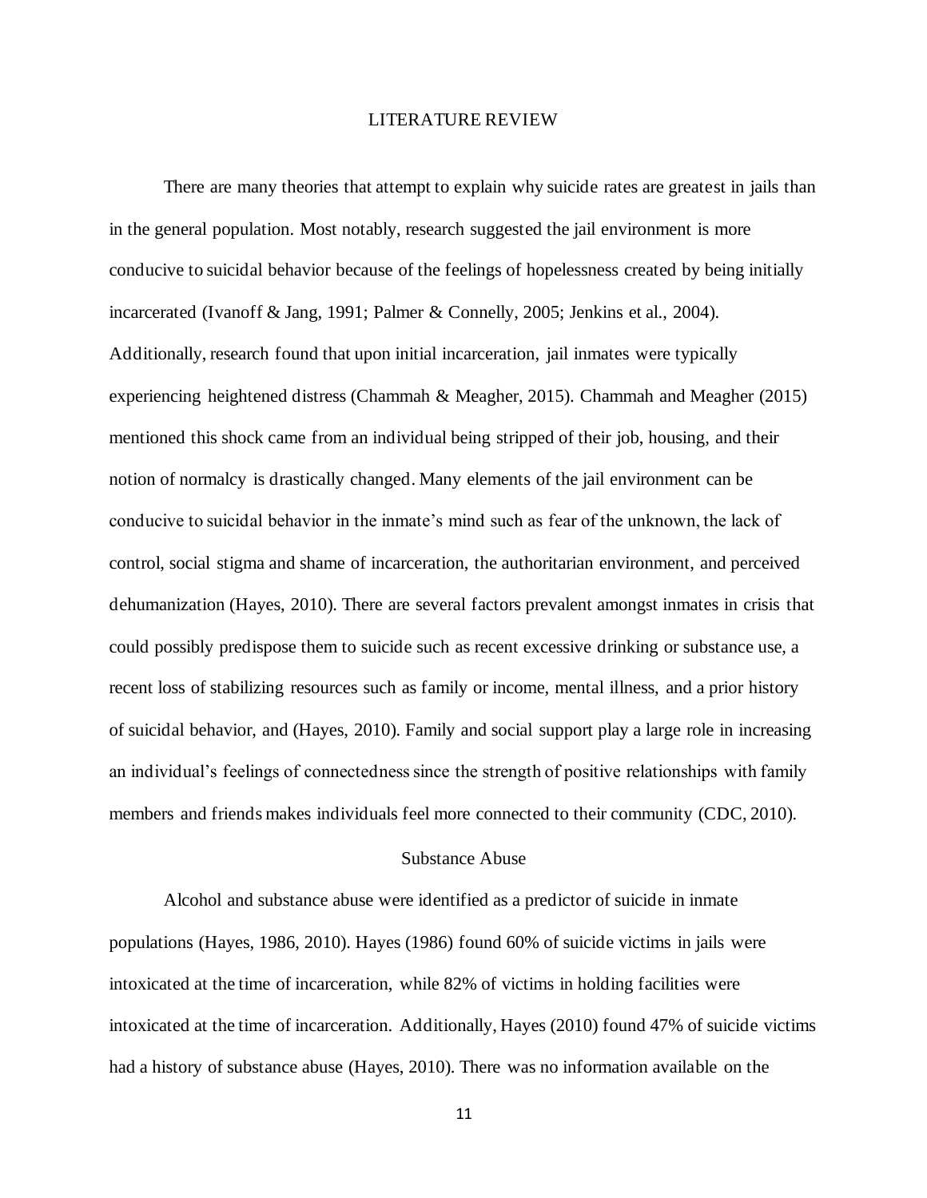# LITERATURE REVIEW

There are many theories that attempt to explain why suicide rates are greatest in jails than in the general population. Most notably, research suggested the jail environment is more conducive to suicidal behavior because of the feelings of hopelessness created by being initially incarcerated (Ivanoff & Jang, 1991; Palmer & Connelly, 2005; Jenkins et al., 2004). Additionally, research found that upon initial incarceration, jail inmates were typically experiencing heightened distress (Chammah & Meagher, 2015). Chammah and Meagher (2015) mentioned this shock came from an individual being stripped of their job, housing, and their notion of normalcy is drastically changed. Many elements of the jail environment can be conducive to suicidal behavior in the inmate's mind such as fear of the unknown, the lack of control, social stigma and shame of incarceration, the authoritarian environment, and perceived dehumanization (Hayes, 2010). There are several factors prevalent amongst inmates in crisis that could possibly predispose them to suicide such as recent excessive drinking or substance use, a recent loss of stabilizing resources such as family or income, mental illness, and a prior history of suicidal behavior, and (Hayes, 2010). Family and social support play a large role in increasing an individual's feelings of connectedness since the strength of positive relationships with family members and friends makes individuals feel more connected to their community (CDC, 2010).

## Substance Abuse

Alcohol and substance abuse were identified as a predictor of suicide in inmate populations (Hayes, 1986, 2010). Hayes (1986) found 60% of suicide victims in jails were intoxicated at the time of incarceration, while 82% of victims in holding facilities were intoxicated at the time of incarceration. Additionally, Hayes (2010) found 47% of suicide victims had a history of substance abuse (Hayes, 2010). There was no information available on the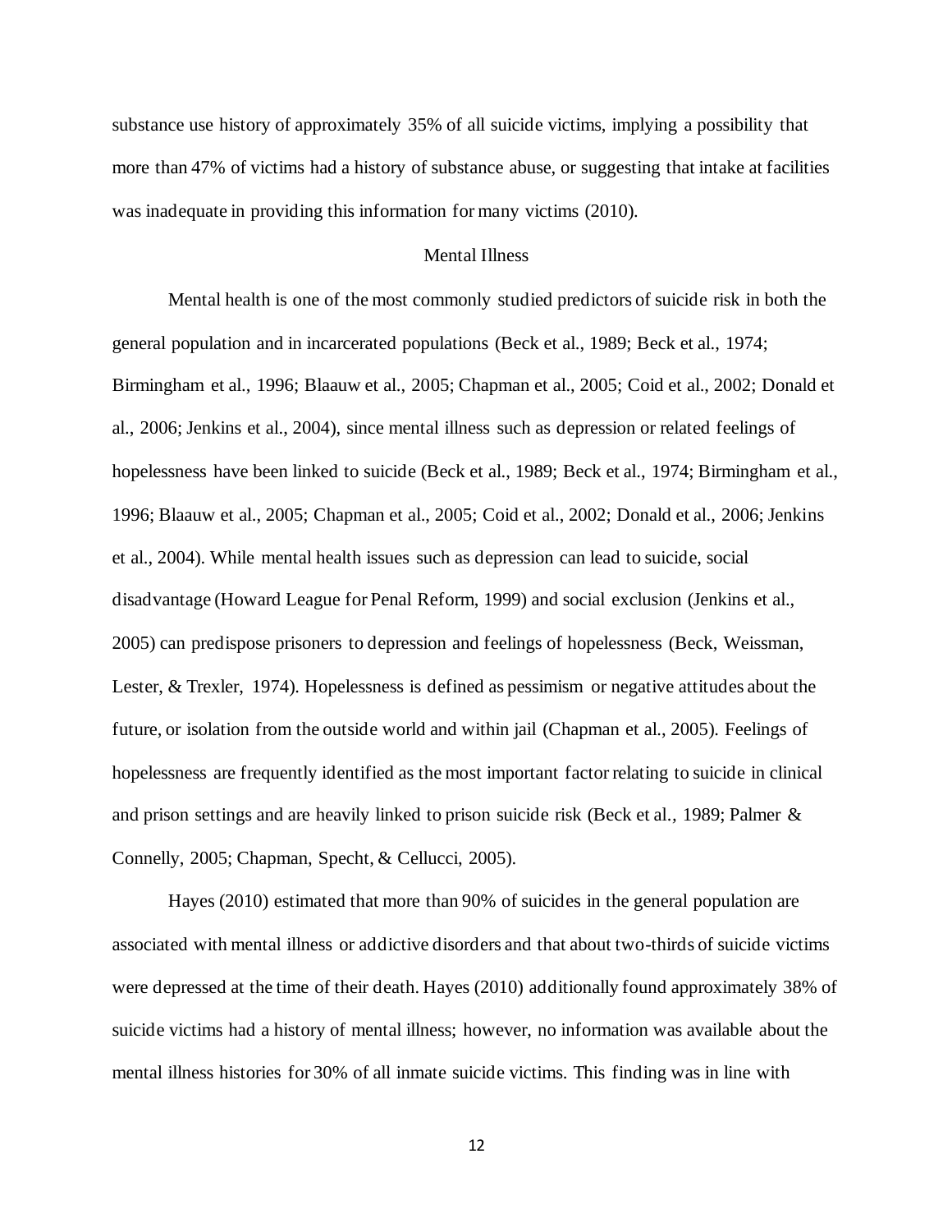substance use history of approximately 35% of all suicide victims, implying a possibility that more than 47% of victims had a history of substance abuse, or suggesting that intake at facilities was inadequate in providing this information for many victims (2010).

## Mental Illness

Mental health is one of the most commonly studied predictors of suicide risk in both the general population and in incarcerated populations (Beck et al., 1989; Beck et al., 1974; Birmingham et al., 1996; Blaauw et al., 2005; Chapman et al., 2005; Coid et al., 2002; Donald et al., 2006; Jenkins et al., 2004), since mental illness such as depression or related feelings of hopelessness have been linked to suicide (Beck et al., 1989; Beck et al., 1974; Birmingham et al., 1996; Blaauw et al., 2005; Chapman et al., 2005; Coid et al., 2002; Donald et al., 2006; Jenkins et al., 2004). While mental health issues such as depression can lead to suicide, social disadvantage (Howard League for Penal Reform, 1999) and social exclusion (Jenkins et al., 2005) can predispose prisoners to depression and feelings of hopelessness (Beck, Weissman, Lester, & Trexler, 1974). Hopelessness is defined as pessimism or negative attitudes about the future, or isolation from the outside world and within jail (Chapman et al., 2005). Feelings of hopelessness are frequently identified as the most important factor relating to suicide in clinical and prison settings and are heavily linked to prison suicide risk (Beck et al., 1989; Palmer & Connelly, 2005; Chapman, Specht, & Cellucci, 2005).

Hayes (2010) estimated that more than 90% of suicides in the general population are associated with mental illness or addictive disorders and that about two-thirds of suicide victims were depressed at the time of their death. Hayes (2010) additionally found approximately 38% of suicide victims had a history of mental illness; however, no information was available about the mental illness histories for 30% of all inmate suicide victims. This finding was in line with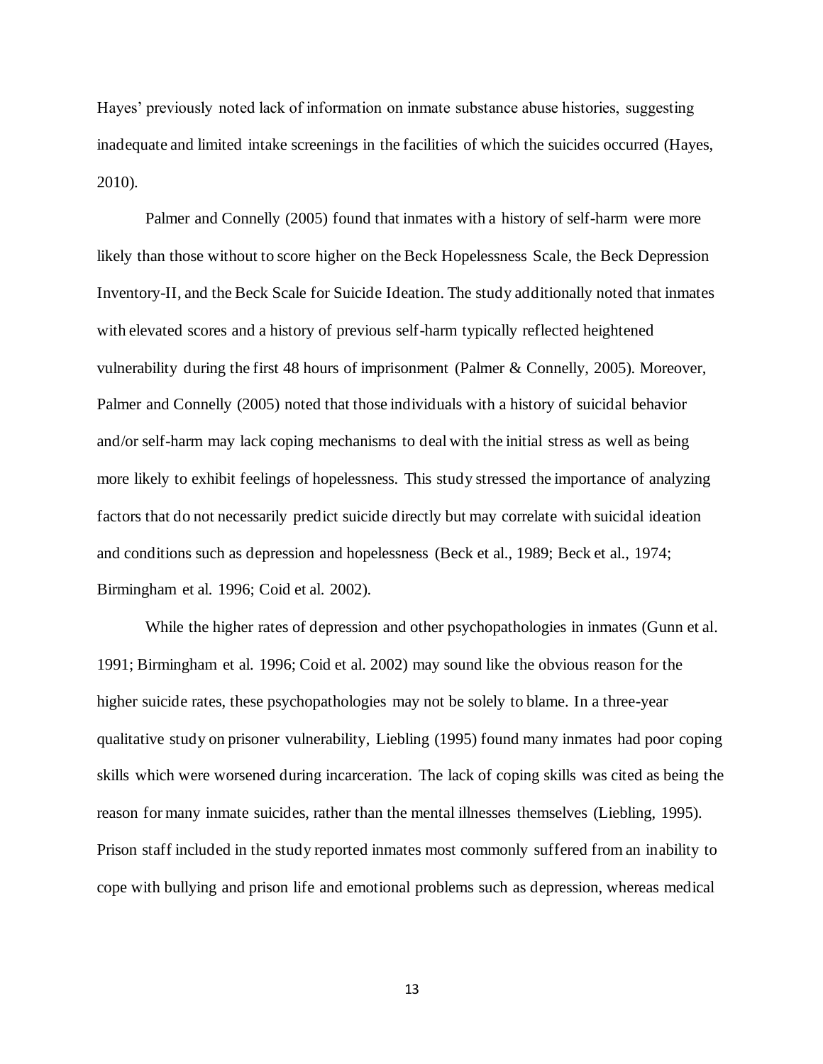Hayes' previously noted lack of information on inmate substance abuse histories, suggesting inadequate and limited intake screenings in the facilities of which the suicides occurred (Hayes, 2010).

Palmer and Connelly (2005) found that inmates with a history of self-harm were more likely than those without to score higher on the Beck Hopelessness Scale, the Beck Depression Inventory-II, and the Beck Scale for Suicide Ideation. The study additionally noted that inmates with elevated scores and a history of previous self-harm typically reflected heightened vulnerability during the first 48 hours of imprisonment (Palmer & Connelly, 2005). Moreover, Palmer and Connelly (2005) noted that those individuals with a history of suicidal behavior and/or self-harm may lack coping mechanisms to deal with the initial stress as well as being more likely to exhibit feelings of hopelessness. This study stressed the importance of analyzing factors that do not necessarily predict suicide directly but may correlate with suicidal ideation and conditions such as depression and hopelessness (Beck et al., 1989; Beck et al., 1974; Birmingham et al. 1996; Coid et al. 2002).

While the higher rates of depression and other psychopathologies in inmates (Gunn et al. 1991; Birmingham et al. 1996; Coid et al. 2002) may sound like the obvious reason for the higher suicide rates, these psychopathologies may not be solely to blame. In a three-year qualitative study on prisoner vulnerability, Liebling (1995) found many inmates had poor coping skills which were worsened during incarceration. The lack of coping skills was cited as being the reason for many inmate suicides, rather than the mental illnesses themselves (Liebling, 1995). Prison staff included in the study reported inmates most commonly suffered from an inability to cope with bullying and prison life and emotional problems such as depression, whereas medical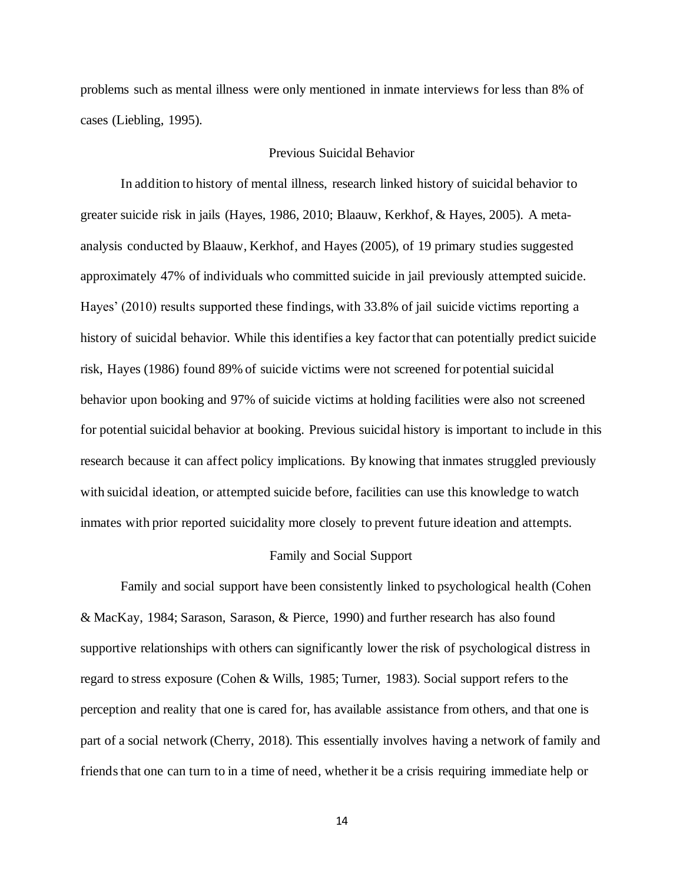problems such as mental illness were only mentioned in inmate interviews for less than 8% of cases (Liebling, 1995).

## Previous Suicidal Behavior

In addition to history of mental illness, research linked history of suicidal behavior to greater suicide risk in jails (Hayes, 1986, 2010; Blaauw, Kerkhof, & Hayes, 2005). A meta-analysis conducted by Blaauw, Kerkhof, and Hayes (2005), of 19 primary studies suggested approximately 47% of individuals who committed suicide in jail previously attempted suicide. Hayes' (2010) results supported these findings, with 33.8% of jail suicide victims reporting a history of suicidal behavior. While this identifies a key factor that can potentially predict suicide risk, Hayes (1986) found 89% of suicide victims were not screened for potential suicidal behavior upon booking and 97% of suicide victims at holding facilities were also not screened for potential suicidal behavior at booking. Previous suicidal history is important to include in this research because it can affect policy implications. By knowing that inmates struggled previously with suicidal ideation, or attempted suicide before, facilities can use this knowledge to watch inmates with prior reported suicidality more closely to prevent future ideation and attempts.

## Family and Social Support

Family and social support have been consistently linked to psychological health (Cohen & MacKay, 1984; Sarason, Sarason, & Pierce, 1990) and further research has also found supportive relationships with others can significantly lower the risk of psychological distress in regard to stress exposure (Cohen & Wills, 1985; Turner, 1983). Social support refers to the perception and reality that one is cared for, has available assistance from others, and that one is part of a social network (Cherry, 2018). This essentially involves having a network of family and friends that one can turn to in a time of need, whether it be a crisis requiring immediate help or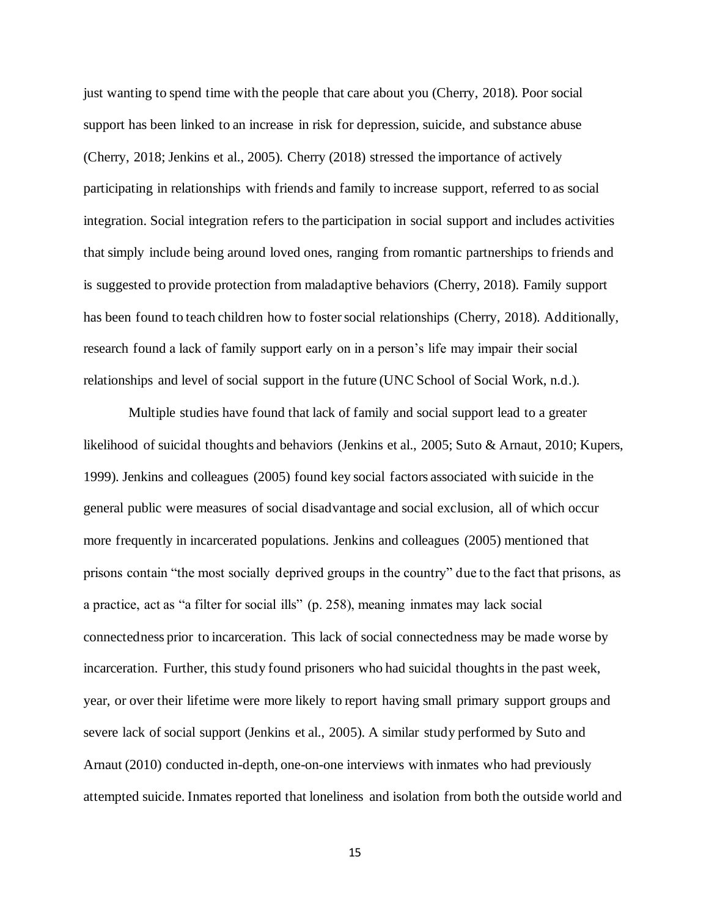just wanting to spend time with the people that care about you (Cherry, 2018). Poor social support has been linked to an increase in risk for depression, suicide, and substance abuse (Cherry, 2018; Jenkins et al., 2005). Cherry (2018) stressed the importance of actively participating in relationships with friends and family to increase support, referred to as social integration. Social integration refers to the participation in social support and includes activities that simply include being around loved ones, ranging from romantic partnerships to friends and is suggested to provide protection from maladaptive behaviors (Cherry, 2018). Family support has been found to teach children how to foster social relationships (Cherry, 2018). Additionally, research found a lack of family support early on in a person's life may impair their social relationships and level of social support in the future (UNC School of Social Work, n.d.).

Multiple studies have found that lack of family and social support lead to a greater likelihood of suicidal thoughts and behaviors (Jenkins et al., 2005; Suto & Arnaut, 2010; Kupers, 1999). Jenkins and colleagues (2005) found key social factors associated with suicide in the general public were measures of social disadvantage and social exclusion, all of which occur more frequently in incarcerated populations. Jenkins and colleagues (2005) mentioned that prisons contain "the most socially deprived groups in the country" due to the fact that prisons, as a practice, act as "a filter for social ills" (p. 258), meaning inmates may lack social connectedness prior to incarceration. This lack of social connectedness may be made worse by incarceration. Further, this study found prisoners who had suicidal thoughts in the past week, year, or over their lifetime were more likely to report having small primary support groups and severe lack of social support (Jenkins et al., 2005). A similar study performed by Suto and Arnaut (2010) conducted in-depth, one-on-one interviews with inmates who had previously attempted suicide. Inmates reported that loneliness and isolation from both the outside world and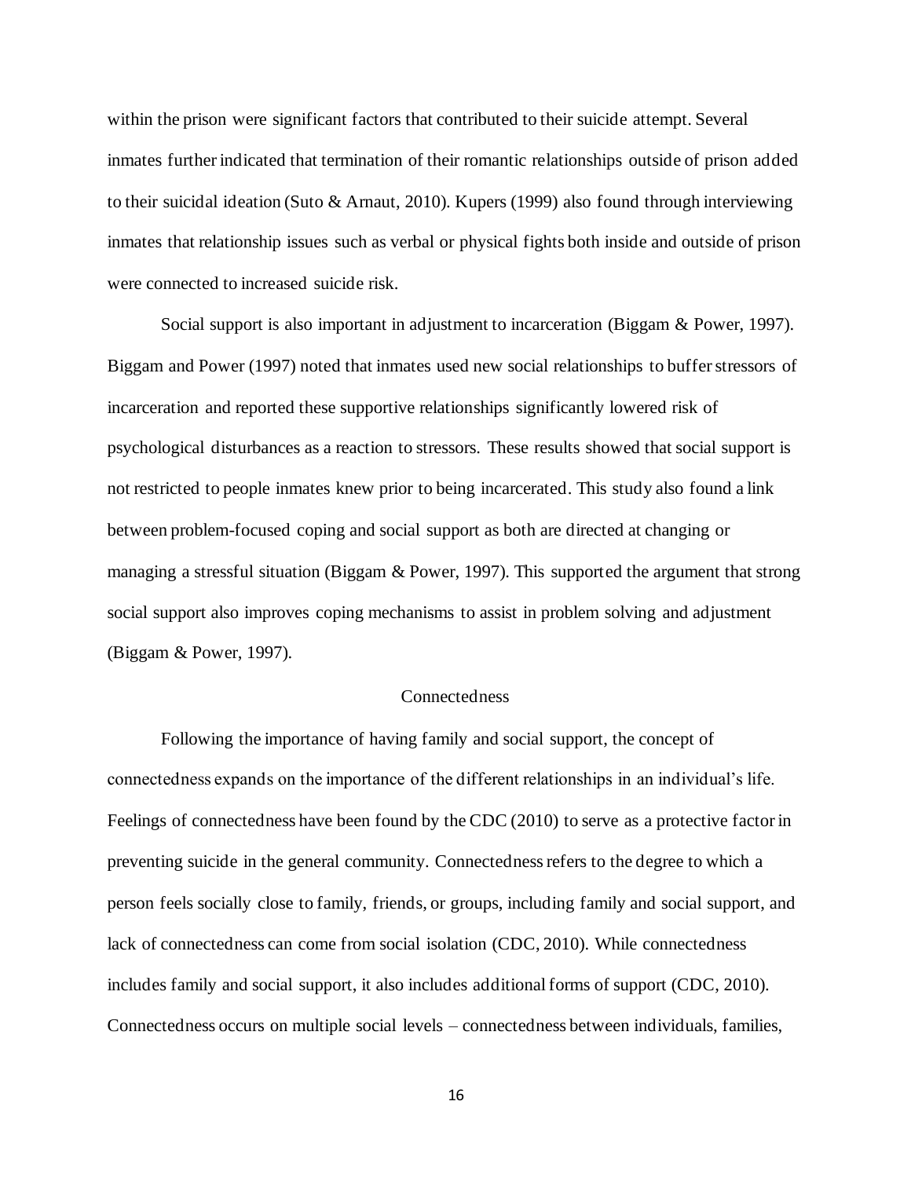within the prison were significant factors that contributed to their suicide attempt. Several inmates further indicated that termination of their romantic relationships outside of prison added to their suicidal ideation (Suto & Arnaut, 2010). Kupers (1999) also found through interviewing inmates that relationship issues such as verbal or physical fights both inside and outside of prison were connected to increased suicide risk.

Social support is also important in adjustment to incarceration (Biggam & Power, 1997). Biggam and Power (1997) noted that inmates used new social relationships to buffer stressors of incarceration and reported these supportive relationships significantly lowered risk of psychological disturbances as a reaction to stressors. These results showed that social support is not restricted to people inmates knew prior to being incarcerated. This study also found a link between problem-focused coping and social support as both are directed at changing or managing a stressful situation (Biggam & Power, 1997). This supported the argument that strong social support also improves coping mechanisms to assist in problem solving and adjustment (Biggam & Power, 1997).

## Connectedness

Following the importance of having family and social support, the concept of connectedness expands on the importance of the different relationships in an individual's life. Feelings of connectedness have been found by the CDC (2010) to serve as a protective factor in preventing suicide in the general community. Connectedness refers to the degree to which a person feels socially close to family, friends, or groups, including family and social support, and lack of connectedness can come from social isolation (CDC, 2010). While connectedness includes family and social support, it also includes additional forms of support (CDC, 2010). Connectedness occurs on multiple social levels – connectedness between individuals, families,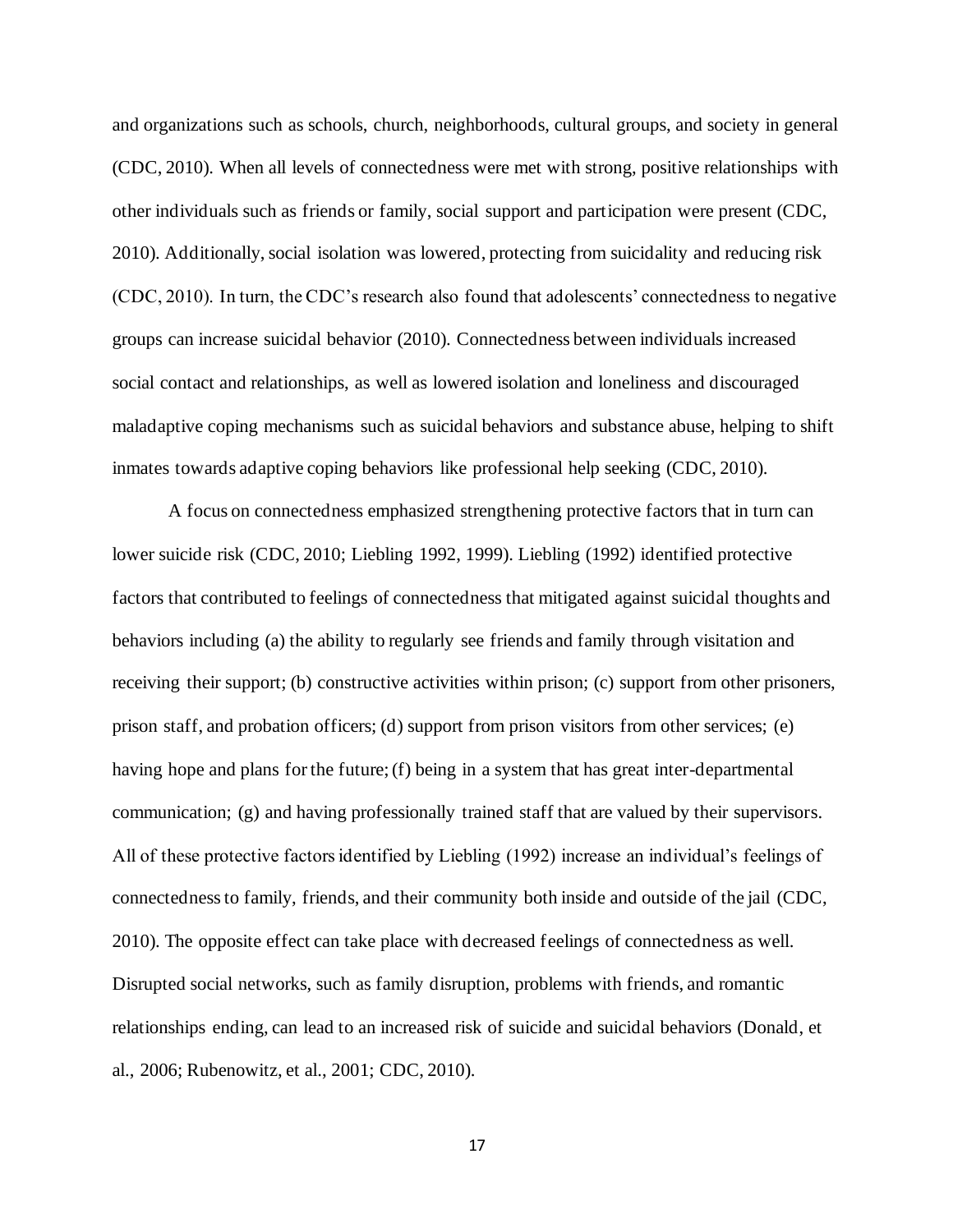and organizations such as schools, church, neighborhoods, cultural groups, and society in general (CDC, 2010). When all levels of connectedness were met with strong, positive relationships with other individuals such as friends or family, social support and participation were present (CDC, 2010). Additionally, social isolation was lowered, protecting from suicidality and reducing risk (CDC, 2010). In turn, the CDC's research also found that adolescents' connectedness to negative groups can increase suicidal behavior (2010). Connectedness between individuals increased social contact and relationships, as well as lowered isolation and loneliness and discouraged maladaptive coping mechanisms such as suicidal behaviors and substance abuse, helping to shift inmates towards adaptive coping behaviors like professional help seeking (CDC, 2010).

A focus on connectedness emphasized strengthening protective factors that in turn can lower suicide risk (CDC, 2010; Liebling 1992, 1999). Liebling (1992) identified protective factors that contributed to feelings of connectedness that mitigated against suicidal thoughts and behaviors including (a) the ability to regularly see friends and family through visitation and receiving their support; (b) constructive activities within prison; (c) support from other prisoners, prison staff, and probation officers; (d) support from prison visitors from other services; (e) having hope and plans for the future; (f) being in a system that has great inter-departmental communication; (g) and having professionally trained staff that are valued by their supervisors. All of these protective factors identified by Liebling (1992) increase an individual's feelings of connectedness to family, friends, and their community both inside and outside of the jail (CDC, 2010). The opposite effect can take place with decreased feelings of connectedness as well. Disrupted social networks, such as family disruption, problems with friends, and romantic relationships ending, can lead to an increased risk of suicide and suicidal behaviors (Donald, et al., 2006; Rubenowitz, et al., 2001; CDC, 2010).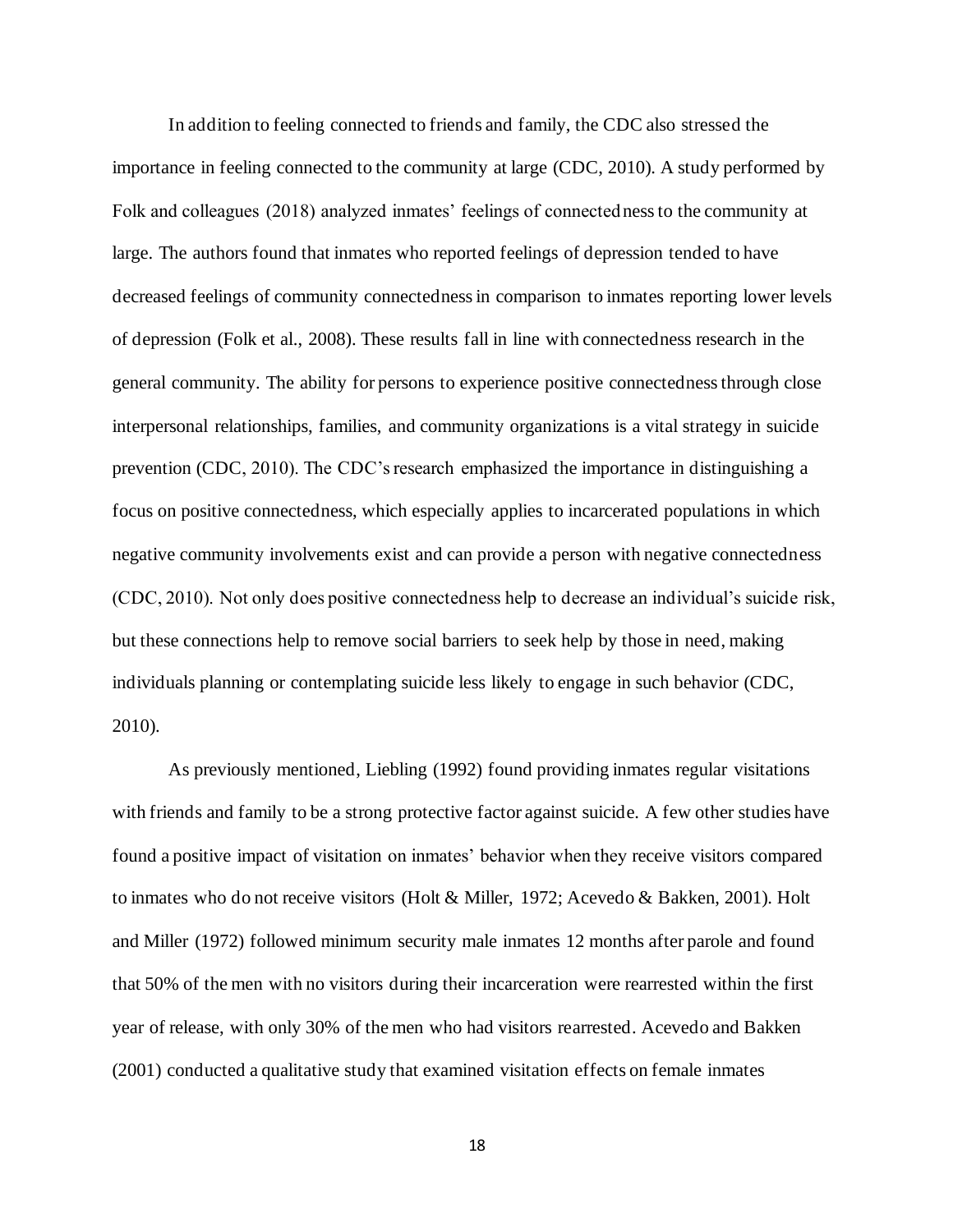In addition to feeling connected to friends and family, the CDC also stressed the importance in feeling connected to the community at large (CDC, 2010). A study performed by Folk and colleagues (2018) analyzed inmates' feelings of connectedness to the community at large. The authors found that inmates who reported feelings of depression tended to have decreased feelings of community connectedness in comparison to inmates reporting lower levels of depression (Folk et al., 2008). These results fall in line with connectedness research in the general community. The ability for persons to experience positive connectedness through close interpersonal relationships, families, and community organizations is a vital strategy in suicide prevention (CDC, 2010). The CDC's research emphasized the importance in distinguishing a focus on positive connectedness, which especially applies to incarcerated populations in which negative community involvements exist and can provide a person with negative connectedness (CDC, 2010). Not only does positive connectedness help to decrease an individual's suicide risk, but these connections help to remove social barriers to seek help by those in need, making individuals planning or contemplating suicide less likely to engage in such behavior (CDC, 2010).

As previously mentioned, Liebling (1992) found providing inmates regular visitations with friends and family to be a strong protective factor against suicide. A few other studies have found a positive impact of visitation on inmates' behavior when they receive visitors compared to inmates who do not receive visitors (Holt & Miller, 1972; Acevedo & Bakken, 2001). Holt and Miller (1972) followed minimum security male inmates 12 months after parole and found that 50% of the men with no visitors during their incarceration were rearrested within the first year of release, with only 30% of the men who had visitors rearrested. Acevedo and Bakken (2001) conducted a qualitative study that examined visitation effects on female inmates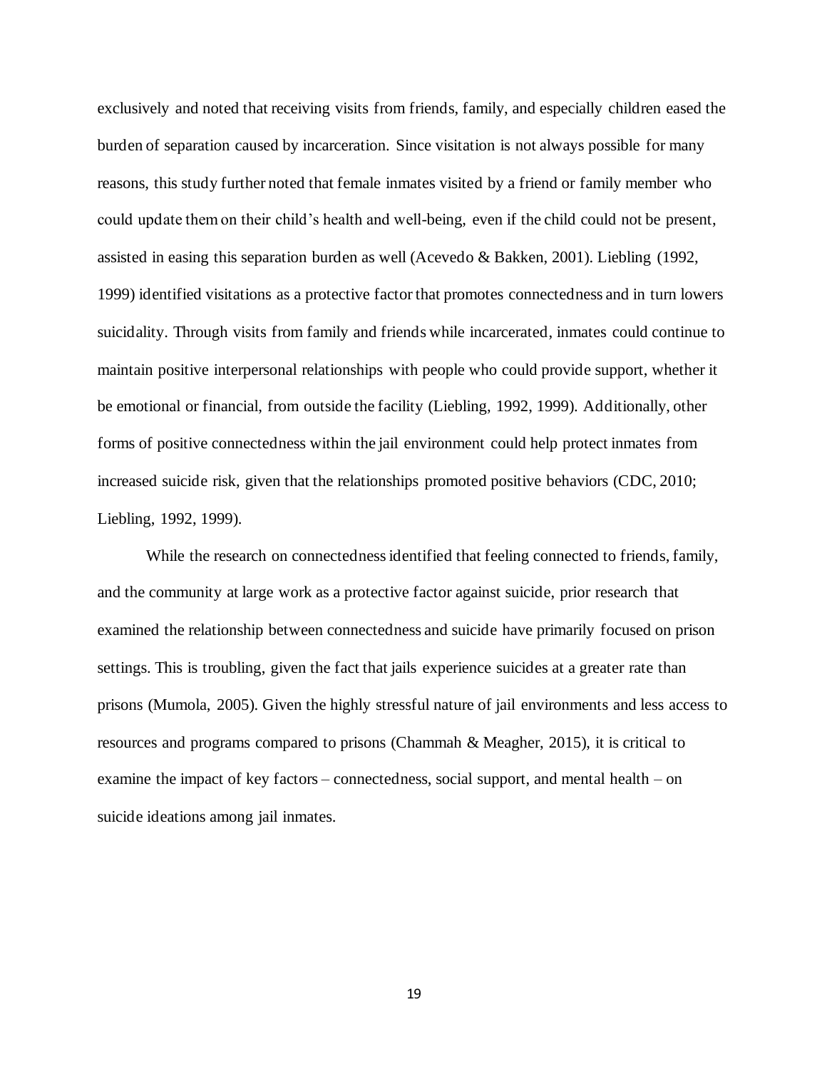exclusively and noted that receiving visits from friends, family, and especially children eased the burden of separation caused by incarceration. Since visitation is not always possible for many reasons, this study further noted that female inmates visited by a friend or family member who could update them on their child's health and well-being, even if the child could not be present, assisted in easing this separation burden as well (Acevedo & Bakken, 2001). Liebling (1992, 1999) identified visitations as a protective factor that promotes connectedness and in turn lowers suicidality. Through visits from family and friends while incarcerated, inmates could continue to maintain positive interpersonal relationships with people who could provide support, whether it be emotional or financial, from outside the facility (Liebling, 1992, 1999). Additionally, other forms of positive connectedness within the jail environment could help protect inmates from increased suicide risk, given that the relationships promoted positive behaviors (CDC, 2010; Liebling, 1992, 1999).

While the research on connectedness identified that feeling connected to friends, family, and the community at large work as a protective factor against suicide, prior research that examined the relationship between connectedness and suicide have primarily focused on prison settings. This is troubling, given the fact that jails experience suicides at a greater rate than prisons (Mumola, 2005). Given the highly stressful nature of jail environments and less access to resources and programs compared to prisons (Chammah & Meagher, 2015), it is critical to examine the impact of key factors – connectedness, social support, and mental health – on suicide ideations among jail inmates.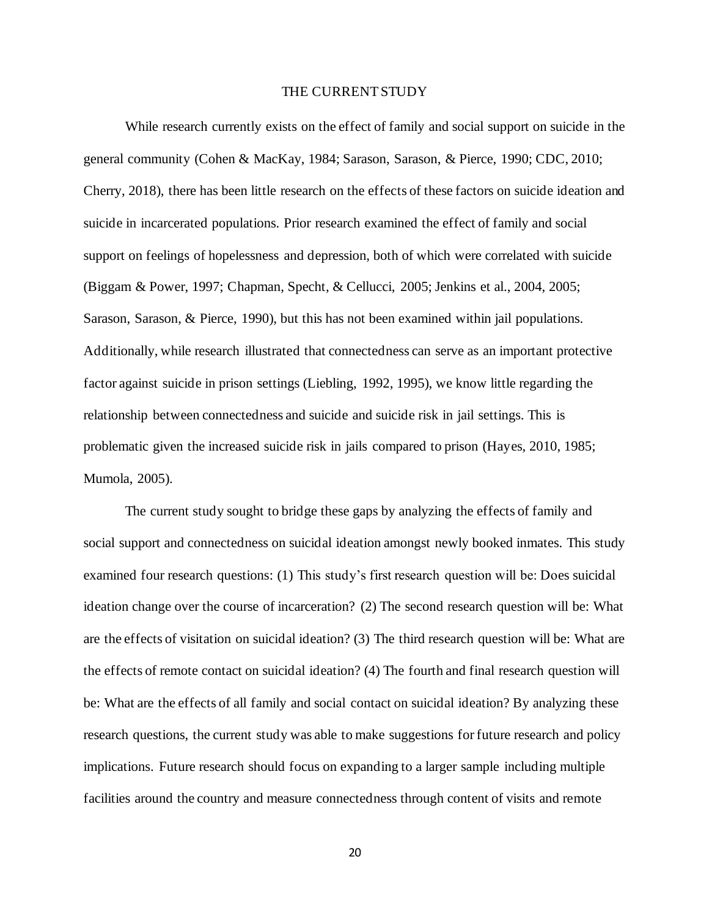# THE CURRENT STUDY

While research currently exists on the effect of family and social support on suicide in the general community (Cohen & MacKay, 1984; Sarason, Sarason, & Pierce, 1990; CDC, 2010; Cherry, 2018), there has been little research on the effects of these factors on suicide ideation and suicide in incarcerated populations. Prior research examined the effect of family and social support on feelings of hopelessness and depression, both of which were correlated with suicide (Biggam & Power, 1997; Chapman, Specht, & Cellucci, 2005; Jenkins et al., 2004, 2005; Sarason, Sarason, & Pierce, 1990), but this has not been examined within jail populations. Additionally, while research illustrated that connectedness can serve as an important protective factor against suicide in prison settings (Liebling, 1992, 1995), we know little regarding the relationship between connectedness and suicide and suicide risk in jail settings. This is problematic given the increased suicide risk in jails compared to prison (Hayes, 2010, 1985; Mumola, 2005).

The current study sought to bridge these gaps by analyzing the effects of family and social support and connectedness on suicidal ideation amongst newly booked inmates. This study examined four research questions: (1) This study's first research question will be: Does suicidal ideation change over the course of incarceration? (2) The second research question will be: What are the effects of visitation on suicidal ideation? (3) The third research question will be: What are the effects of remote contact on suicidal ideation? (4) The fourth and final research question will be: What are the effects of all family and social contact on suicidal ideation? By analyzing these research questions, the current study was able to make suggestions for future research and policy implications. Future research should focus on expanding to a larger sample including multiple facilities around the country and measure connectedness through content of visits and remote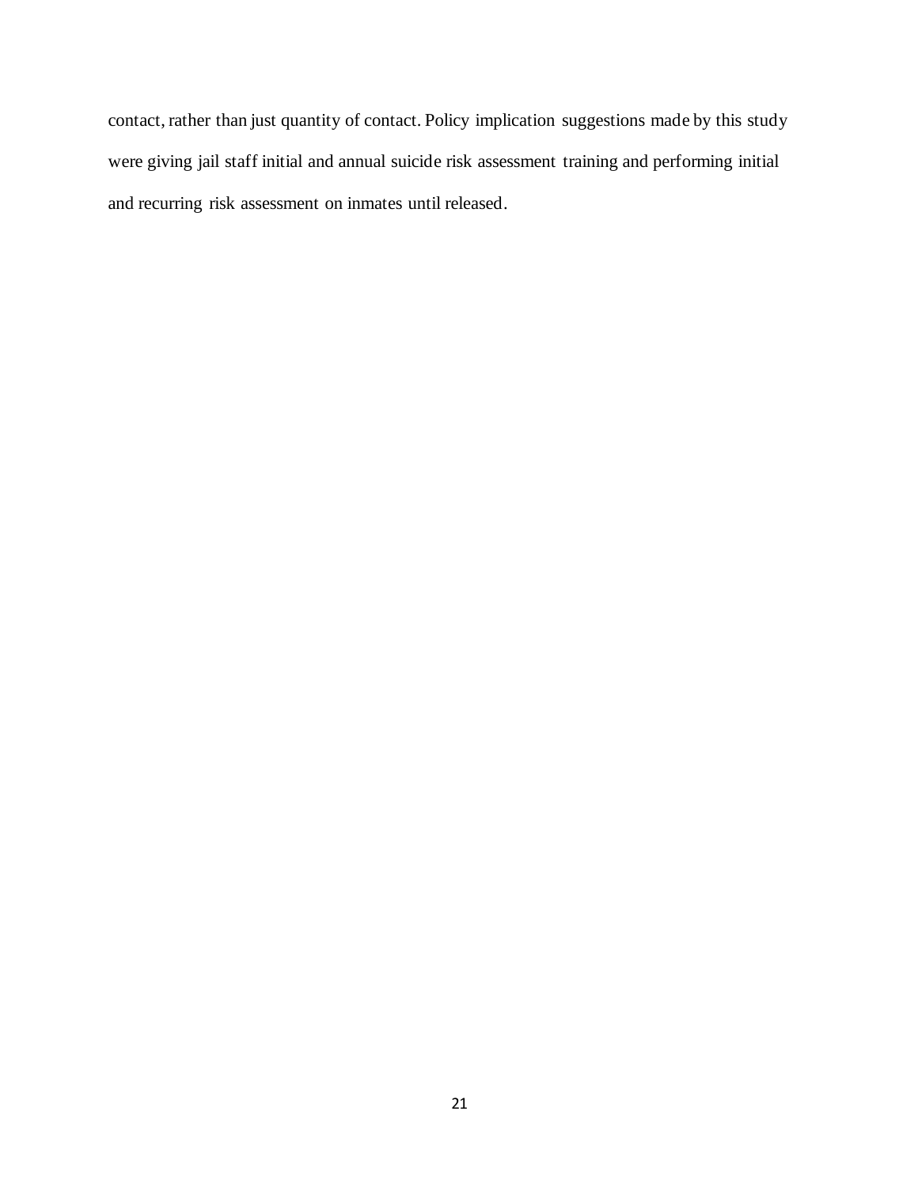contact, rather than just quantity of contact. Policy implication suggestions made by this study were giving jail staff initial and annual suicide risk assessment training and performing initial and recurring risk assessment on inmates until released.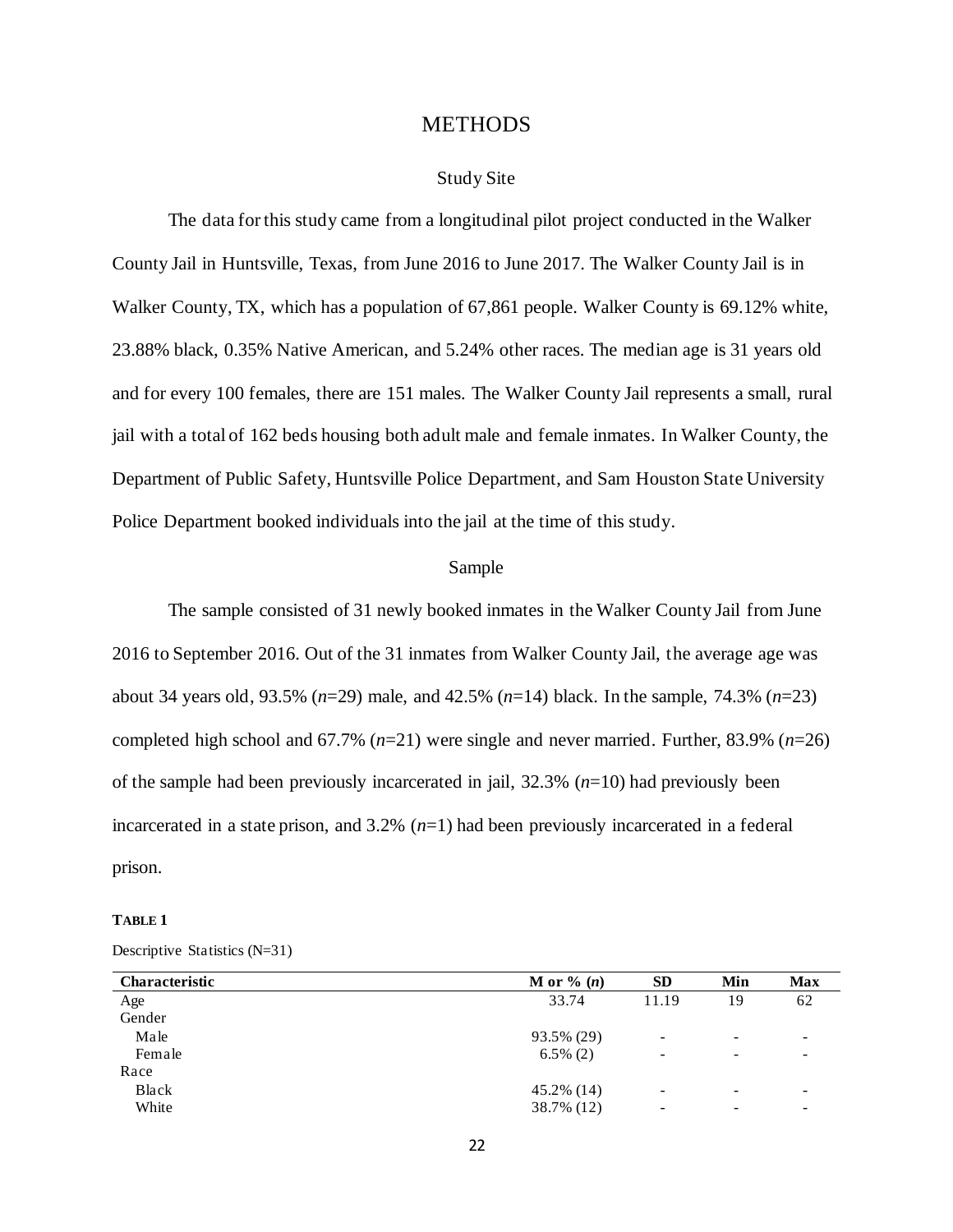# METHODS

## Study Site

The data for this study came from a longitudinal pilot project conducted in the Walker County Jail in Huntsville, Texas, from June 2016 to June 2017. The Walker County Jail is in Walker County, TX, which has a population of 67,861 people. Walker County is 69.12% white, 23.88% black, 0.35% Native American, and 5.24% other races. The median age is 31 years old and for every 100 females, there are 151 males. The Walker County Jail represents a small, rural jail with a total of 162 beds housing both adult male and female inmates. In Walker County, the Department of Public Safety, Huntsville Police Department, and Sam Houston State University Police Department booked individuals into the jail at the time of this study.

## Sample

The sample consisted of 31 newly booked inmates in the Walker County Jail from June 2016 to September 2016. Out of the 31 inmates from Walker County Jail, the average age was about 34 years old, 93.5% (*n*=29) male, and 42.5% (*n*=14) black. In the sample, 74.3% (*n*=23) completed high school and 67.7% (*n*=21) were single and never married. Further, 83.9% (*n*=26) of the sample had been previously incarcerated in jail, 32.3% (*n*=10) had previously been incarcerated in a state prison, and 3.2% (*n*=1) had been previously incarcerated in a federal prison.

**TABLE 1**

Descriptive Statistics (N=31)

| Characteristic | M or % (*n*) | SD | Min | Max |
|---|---|---|---|---|
| Age | 33.74 | 11.19 | 19 | 62 |
| Gender | | | | |
| Male | 93.5% (29) | - | - | - |
| Female | 6.5% (2) | - | - | - |
| Race | | | | |
| Black | 45.2% (14) | - | - | - |
| White | 38.7% (12) | - | - | - |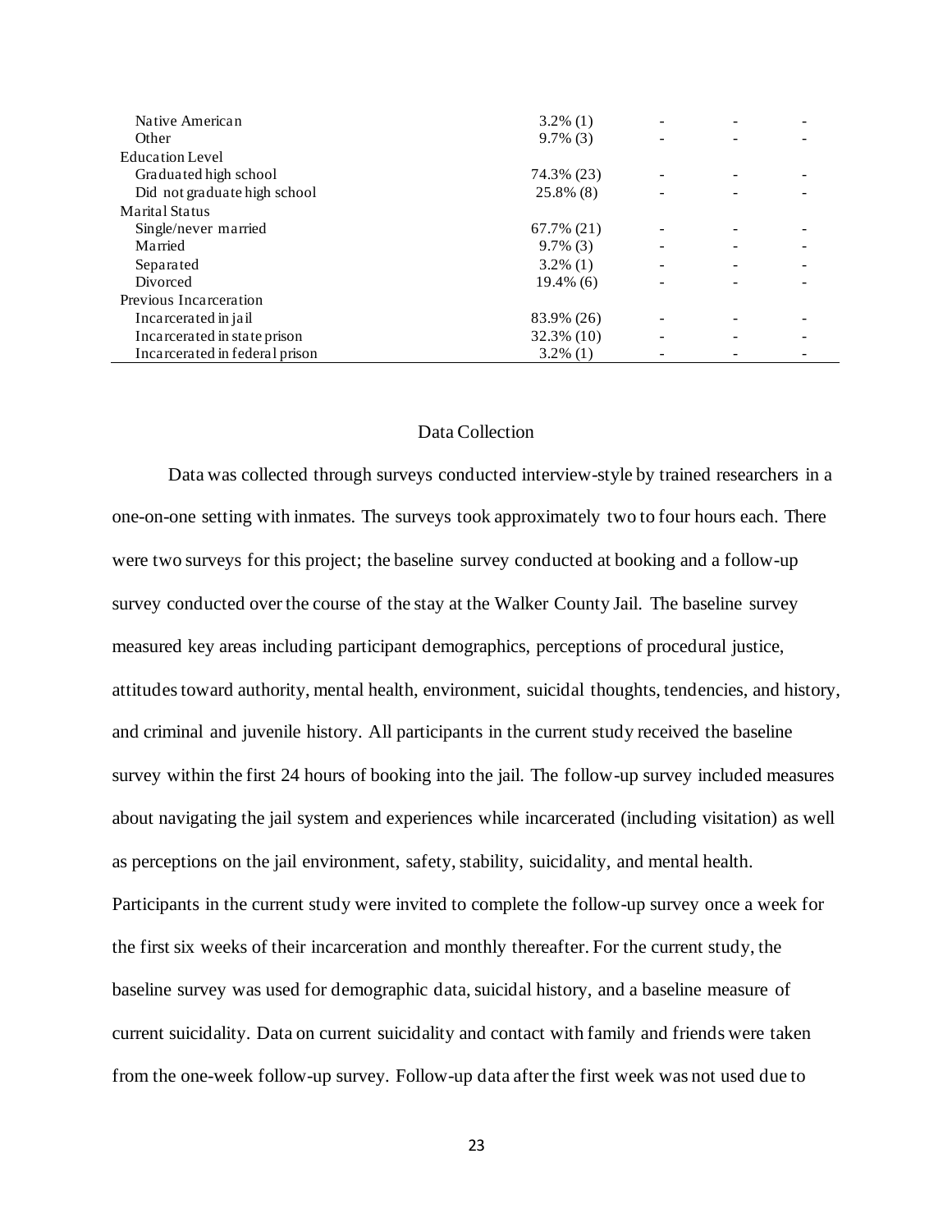| | | | | |
|---|---|---|---|---|
| Native American | 3.2% (1) | - | - | - |
| Other | 9.7% (3) | - | - | - |
| Education Level | | | | |
| Graduated high school | 74.3% (23) | - | - | - |
| Did not graduate high school | 25.8% (8) | - | - | - |
| Marital Status | | | | |
| Single/never married | 67.7% (21) | - | - | - |
| Married | 9.7% (3) | - | - | - |
| Separated | 3.2% (1) | - | - | - |
| Divorced | 19.4% (6) | - | - | - |
| Previous Incarceration | | | | |
| Incarcerated in jail | 83.9% (26) | - | - | - |
| Incarcerated in state prison | 32.3% (10) | - | - | - |
| Incarcerated in federal prison | 3.2% (1) | - | - | - |

## Data Collection

Data was collected through surveys conducted interview-style by trained researchers in a one-on-one setting with inmates. The surveys took approximately two to four hours each. There were two surveys for this project; the baseline survey conducted at booking and a follow-up survey conducted over the course of the stay at the Walker County Jail. The baseline survey measured key areas including participant demographics, perceptions of procedural justice, attitudes toward authority, mental health, environment, suicidal thoughts, tendencies, and history, and criminal and juvenile history. All participants in the current study received the baseline survey within the first 24 hours of booking into the jail. The follow-up survey included measures about navigating the jail system and experiences while incarcerated (including visitation) as well as perceptions on the jail environment, safety, stability, suicidality, and mental health. Participants in the current study were invited to complete the follow-up survey once a week for the first six weeks of their incarceration and monthly thereafter. For the current study, the baseline survey was used for demographic data, suicidal history, and a baseline measure of current suicidality. Data on current suicidality and contact with family and friends were taken from the one-week follow-up survey. Follow-up data after the first week was not used due to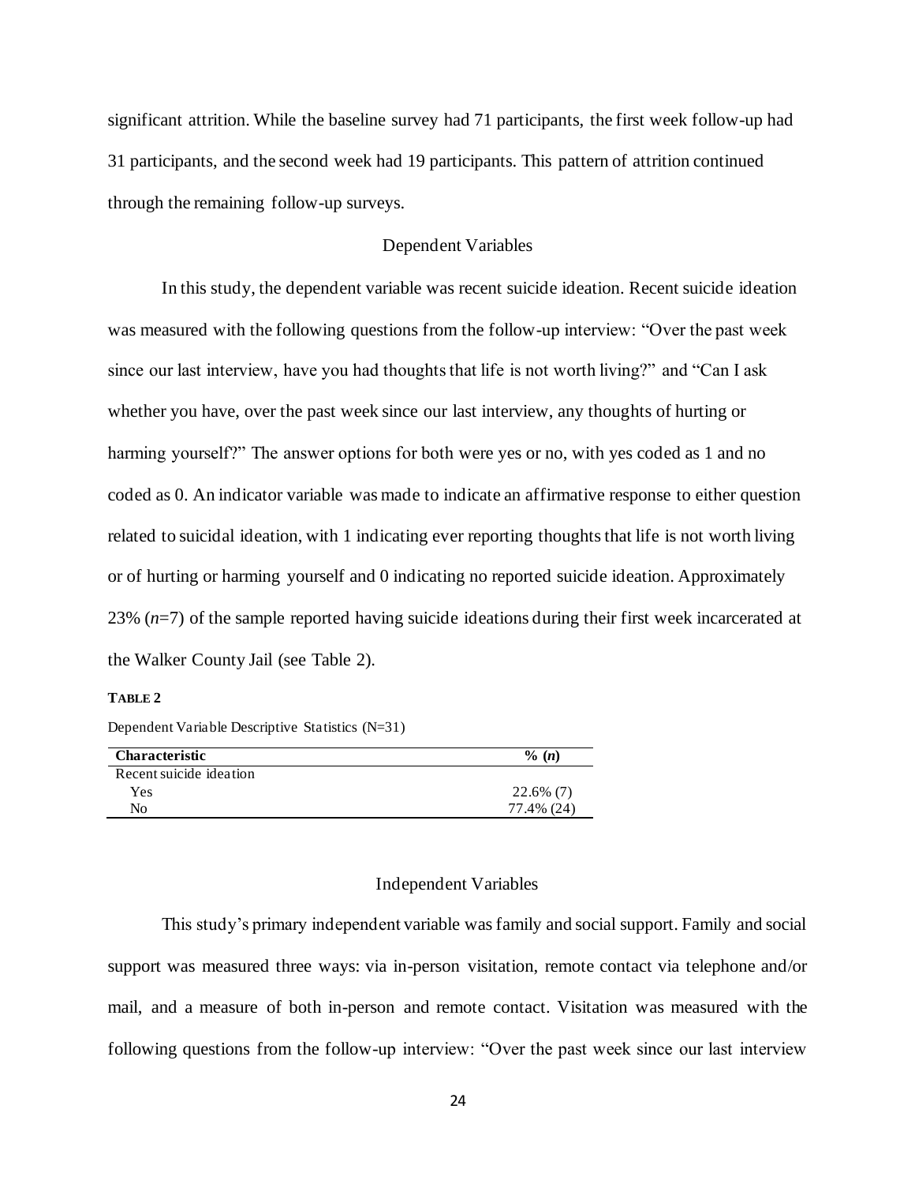significant attrition. While the baseline survey had 71 participants, the first week follow-up had 31 participants, and the second week had 19 participants. This pattern of attrition continued through the remaining follow-up surveys.

## Dependent Variables

In this study, the dependent variable was recent suicide ideation. Recent suicide ideation was measured with the following questions from the follow-up interview: “Over the past week since our last interview, have you had thoughts that life is not worth living?” and “Can I ask whether you have, over the past week since our last interview, any thoughts of hurting or harming yourself?” The answer options for both were yes or no, with yes coded as 1 and no coded as 0. An indicator variable was made to indicate an affirmative response to either question related to suicidal ideation, with 1 indicating ever reporting thoughts that life is not worth living or of hurting or harming yourself and 0 indicating no reported suicide ideation. Approximately 23% (*n*=7) of the sample reported having suicide ideations during their first week incarcerated at the Walker County Jail (see Table 2).

**TABLE 2**

Dependent Variable Descriptive Statistics (N=31)

| **Characteristic** | **% (*n*)** |
|---|---|
| Recent suicide ideation | |
| Yes | 22.6% (7) |
| No | 77.4% (24) |

## Independent Variables

This study’s primary independent variable was family and social support. Family and social support was measured three ways: via in-person visitation, remote contact via telephone and/or mail, and a measure of both in-person and remote contact. Visitation was measured with the following questions from the follow-up interview: “Over the past week since our last interview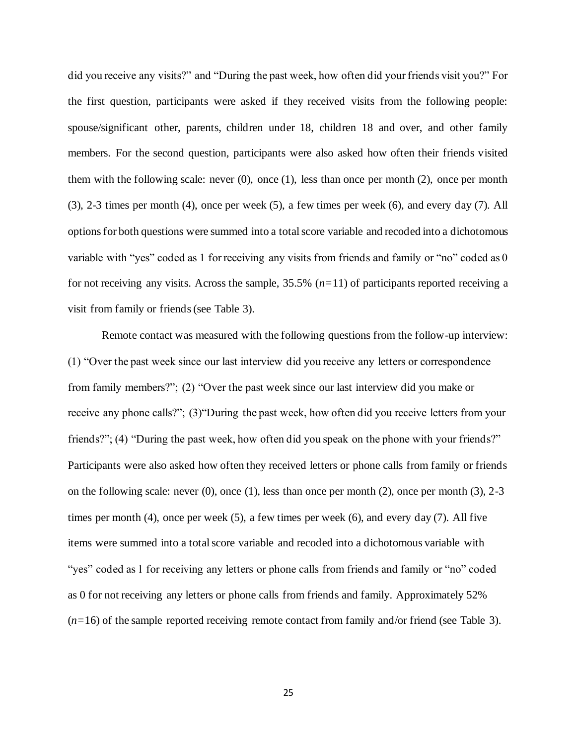did you receive any visits?" and "During the past week, how often did your friends visit you?" For the first question, participants were asked if they received visits from the following people: spouse/significant other, parents, children under 18, children 18 and over, and other family members. For the second question, participants were also asked how often their friends visited them with the following scale: never (0), once (1), less than once per month (2), once per month (3), 2-3 times per month (4), once per week (5), a few times per week (6), and every day (7). All options for both questions were summed into a total score variable and recoded into a dichotomous variable with "yes" coded as 1 for receiving any visits from friends and family or "no" coded as 0 for not receiving any visits. Across the sample, 35.5% (*n*=11) of participants reported receiving a visit from family or friends (see Table 3).

Remote contact was measured with the following questions from the follow-up interview: (1) "Over the past week since our last interview did you receive any letters or correspondence from family members?"; (2) "Over the past week since our last interview did you make or receive any phone calls?"; (3)"During the past week, how often did you receive letters from your friends?"; (4) "During the past week, how often did you speak on the phone with your friends?" Participants were also asked how often they received letters or phone calls from family or friends on the following scale: never (0), once (1), less than once per month (2), once per month (3), 2-3 times per month (4), once per week (5), a few times per week (6), and every day (7). All five items were summed into a total score variable and recoded into a dichotomous variable with "yes" coded as 1 for receiving any letters or phone calls from friends and family or "no" coded as 0 for not receiving any letters or phone calls from friends and family. Approximately 52% (*n*=16) of the sample reported receiving remote contact from family and/or friend (see Table 3).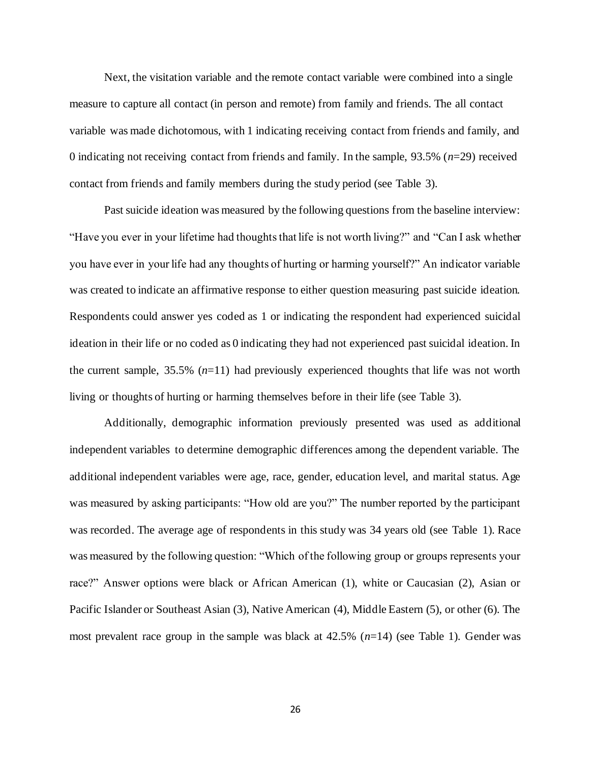Next, the visitation variable and the remote contact variable were combined into a single measure to capture all contact (in person and remote) from family and friends. The all contact variable was made dichotomous, with 1 indicating receiving contact from friends and family, and 0 indicating not receiving contact from friends and family. In the sample, 93.5% (*n*=29) received contact from friends and family members during the study period (see Table 3).

Past suicide ideation was measured by the following questions from the baseline interview: "Have you ever in your lifetime had thoughts that life is not worth living?" and "Can I ask whether you have ever in your life had any thoughts of hurting or harming yourself?" An indicator variable was created to indicate an affirmative response to either question measuring past suicide ideation. Respondents could answer yes coded as 1 or indicating the respondent had experienced suicidal ideation in their life or no coded as 0 indicating they had not experienced past suicidal ideation. In the current sample, 35.5% (*n*=11) had previously experienced thoughts that life was not worth living or thoughts of hurting or harming themselves before in their life (see Table 3).

Additionally, demographic information previously presented was used as additional independent variables to determine demographic differences among the dependent variable. The additional independent variables were age, race, gender, education level, and marital status. Age was measured by asking participants: "How old are you?" The number reported by the participant was recorded. The average age of respondents in this study was 34 years old (see Table 1). Race was measured by the following question: "Which of the following group or groups represents your race?" Answer options were black or African American (1), white or Caucasian (2), Asian or Pacific Islander or Southeast Asian (3), Native American (4), Middle Eastern (5), or other (6). The most prevalent race group in the sample was black at 42.5% (*n*=14) (see Table 1). Gender was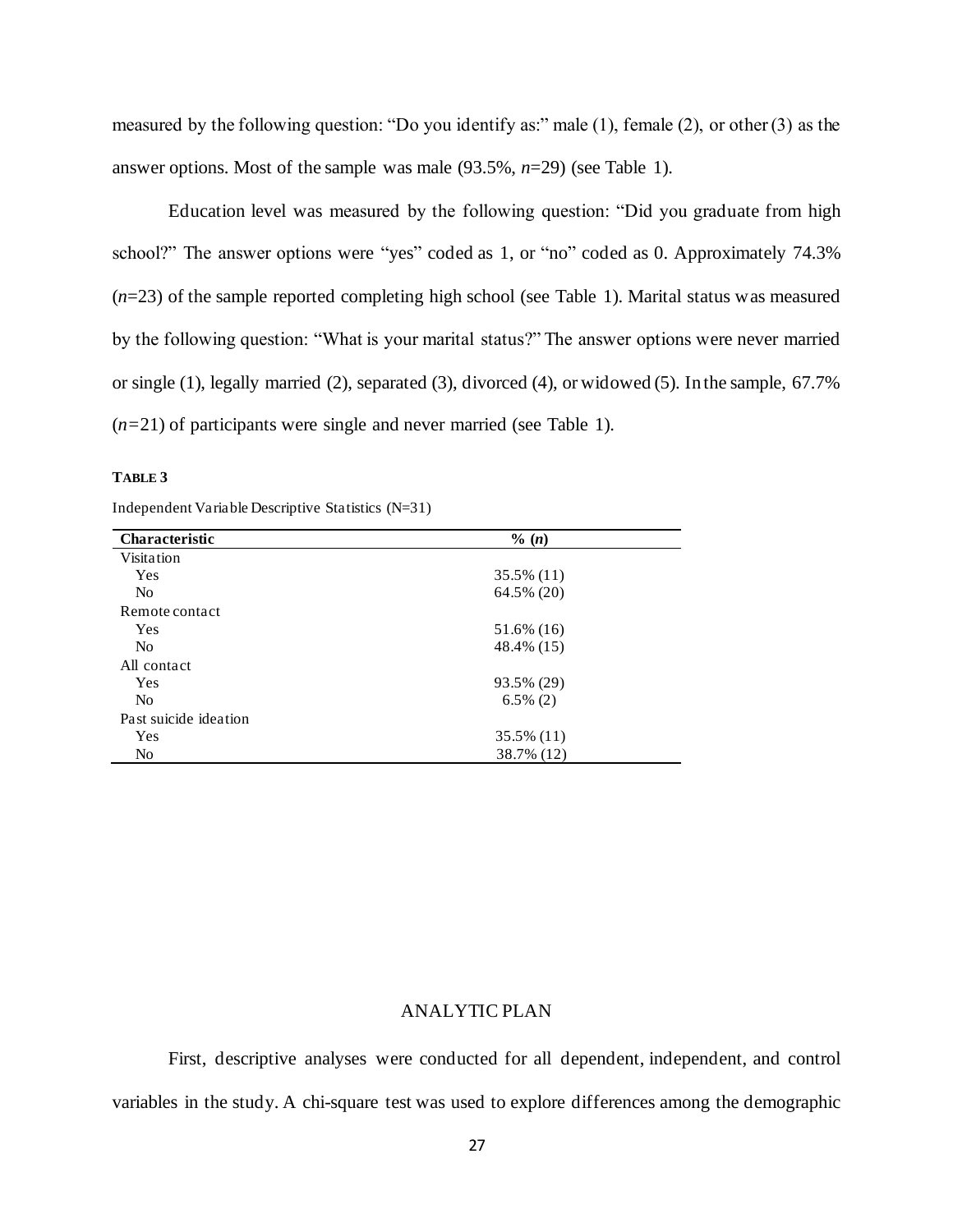measured by the following question: “Do you identify as:” male (1), female (2), or other (3) as the answer options. Most of the sample was male (93.5%, *n*=29) (see Table 1).

Education level was measured by the following question: “Did you graduate from high school?” The answer options were “yes” coded as 1, or “no” coded as 0. Approximately 74.3% (*n*=23) of the sample reported completing high school (see Table 1). Marital status was measured by the following question: “What is your marital status?” The answer options were never married or single (1), legally married (2), separated (3), divorced (4), or widowed (5). In the sample, 67.7% (*n*=21) of participants were single and never married (see Table 1).

**TABLE 3**

Independent Variable Descriptive Statistics (N=31)

| Characteristic | % (*n*) |
|---|---|
| Visitation | |
| Yes | 35.5% (11) |
| No | 64.5% (20) |
| Remote contact | |
| Yes | 51.6% (16) |
| No | 48.4% (15) |
| All contact | |
| Yes | 93.5% (29) |
| No | 6.5% (2) |
| Past suicide ideation | |
| Yes | 35.5% (11) |
| No | 38.7% (12) |

## ANALYTIC PLAN

First, descriptive analyses were conducted for all dependent, independent, and control variables in the study. A chi-square test was used to explore differences among the demographic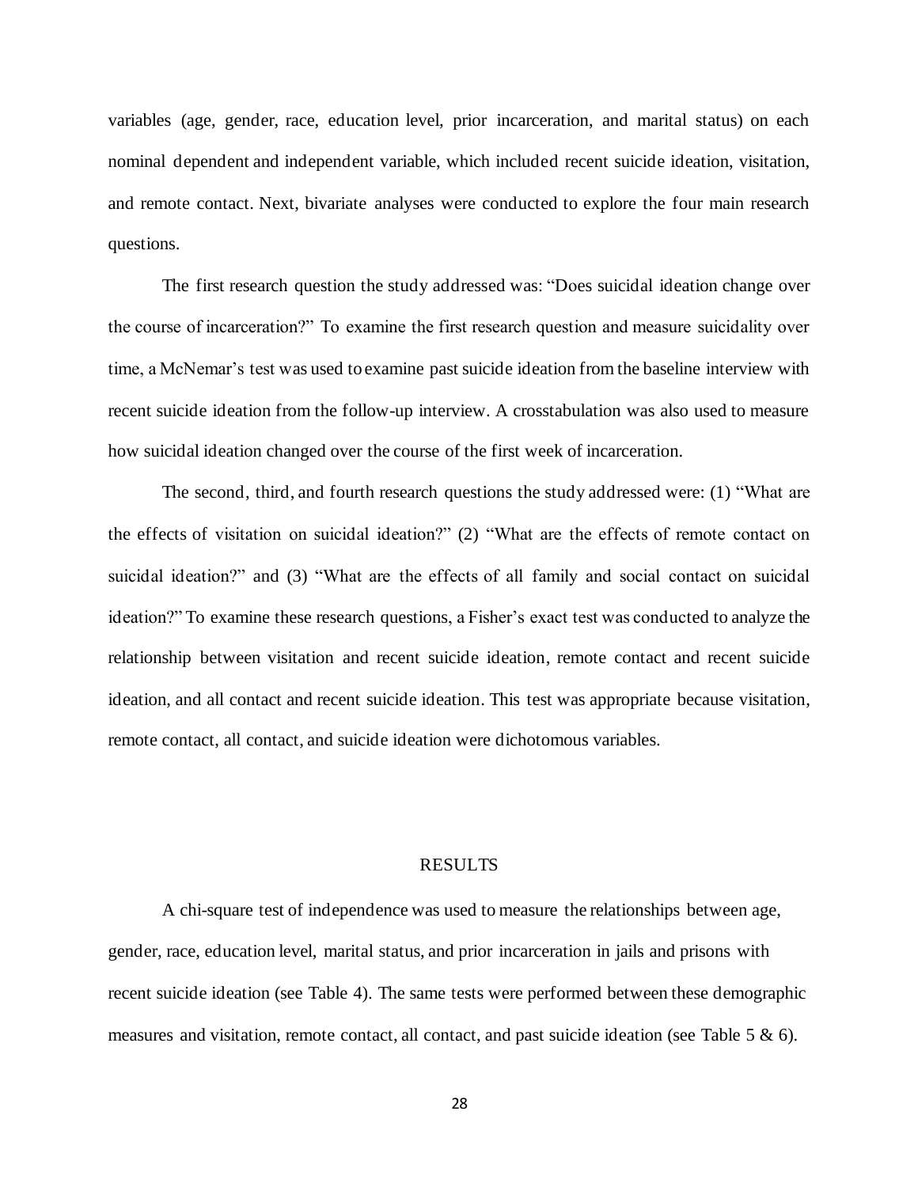variables (age, gender, race, education level, prior incarceration, and marital status) on each nominal dependent and independent variable, which included recent suicide ideation, visitation, and remote contact. Next, bivariate analyses were conducted to explore the four main research questions.

The first research question the study addressed was: "Does suicidal ideation change over the course of incarceration?" To examine the first research question and measure suicidality over time, a McNemar's test was used to examine past suicide ideation from the baseline interview with recent suicide ideation from the follow-up interview. A crosstabulation was also used to measure how suicidal ideation changed over the course of the first week of incarceration.

The second, third, and fourth research questions the study addressed were: (1) "What are the effects of visitation on suicidal ideation?" (2) "What are the effects of remote contact on suicidal ideation?" and (3) "What are the effects of all family and social contact on suicidal ideation?" To examine these research questions, a Fisher's exact test was conducted to analyze the relationship between visitation and recent suicide ideation, remote contact and recent suicide ideation, and all contact and recent suicide ideation. This test was appropriate because visitation, remote contact, all contact, and suicide ideation were dichotomous variables.

## RESULTS

A chi-square test of independence was used to measure the relationships between age, gender, race, education level, marital status, and prior incarceration in jails and prisons with recent suicide ideation (see Table 4). The same tests were performed between these demographic measures and visitation, remote contact, all contact, and past suicide ideation (see Table 5 & 6).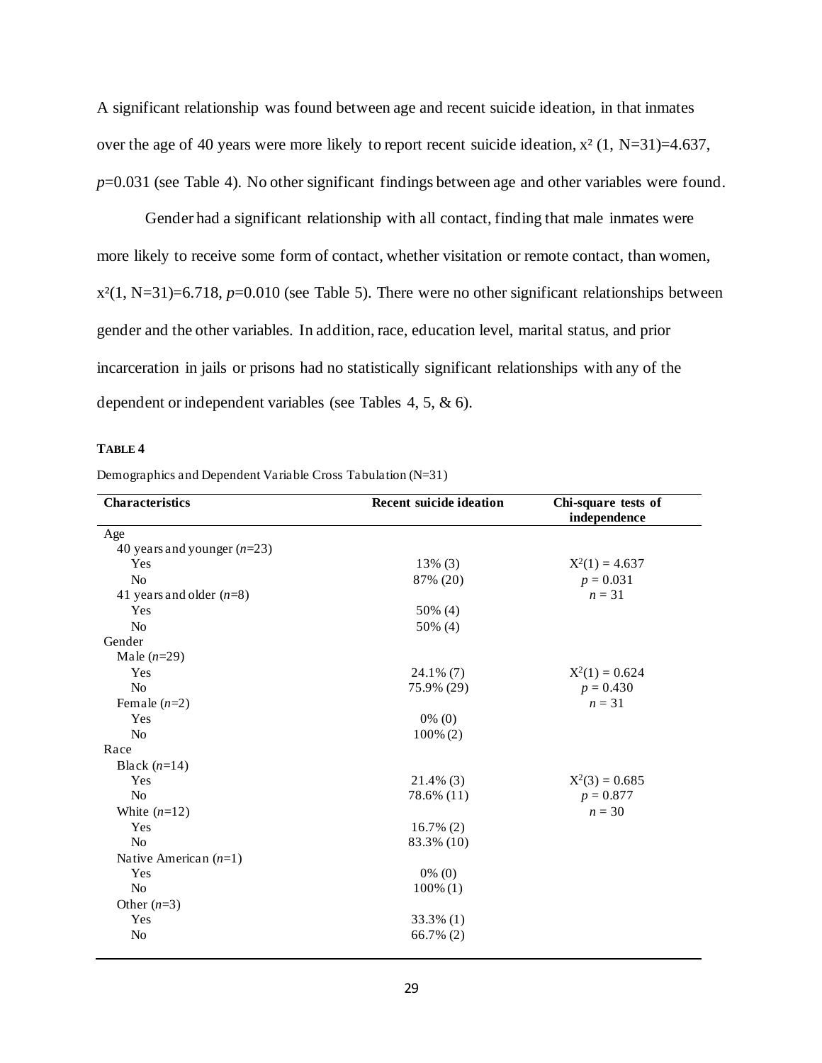A significant relationship was found between age and recent suicide ideation, in that inmates over the age of 40 years were more likely to report recent suicide ideation, $x^2$ (1, N=31)=4.637, *p*=0.031 (see Table 4). No other significant findings between age and other variables were found.

Gender had a significant relationship with all contact, finding that male inmates were more likely to receive some form of contact, whether visitation or remote contact, than women, $x^2$(1, N=31)=6.718, *p*=0.010 (see Table 5). There were no other significant relationships between gender and the other variables. In addition, race, education level, marital status, and prior incarceration in jails or prisons had no statistically significant relationships with any of the dependent or independent variables (see Tables 4, 5, & 6).

**TABLE 4**

Demographics and Dependent Variable Cross Tabulation (N=31)

| **Characteristics** | **Recent suicide ideation** | **Chi-square tests of independence** |
|---|---|---|
| Age | | |
| 40 years and younger (*n*=23) | | |
| Yes | 13% (3) | $X^2(1) = 4.637$ |
| No | 87% (20) | $p = 0.031$ |
| 41 years and older (*n*=8) | | $n = 31$ |
| Yes | 50% (4) | |
| No | 50% (4) | |
| Gender | | |
| Male (*n*=29) | | |
| Yes | 24.1% (7) | $X^2(1) = 0.624$ |
| No | 75.9% (29) | $p = 0.430$ |
| Female (*n*=2) | | $n = 31$ |
| Yes | 0% (0) | |
| No | 100% (2) | |
| Race | | |
| Black (*n*=14) | | |
| Yes | 21.4% (3) | $X^2(3) = 0.685$ |
| No | 78.6% (11) | $p = 0.877$ |
| White (*n*=12) | | $n = 30$ |
| Yes | 16.7% (2) | |
| No | 83.3% (10) | |
| Native American (*n*=1) | | |
| Yes | 0% (0) | |
| No | 100% (1) | |
| Other (*n*=3) | | |
| Yes | 33.3% (1) | |
| No | 66.7% (2) | |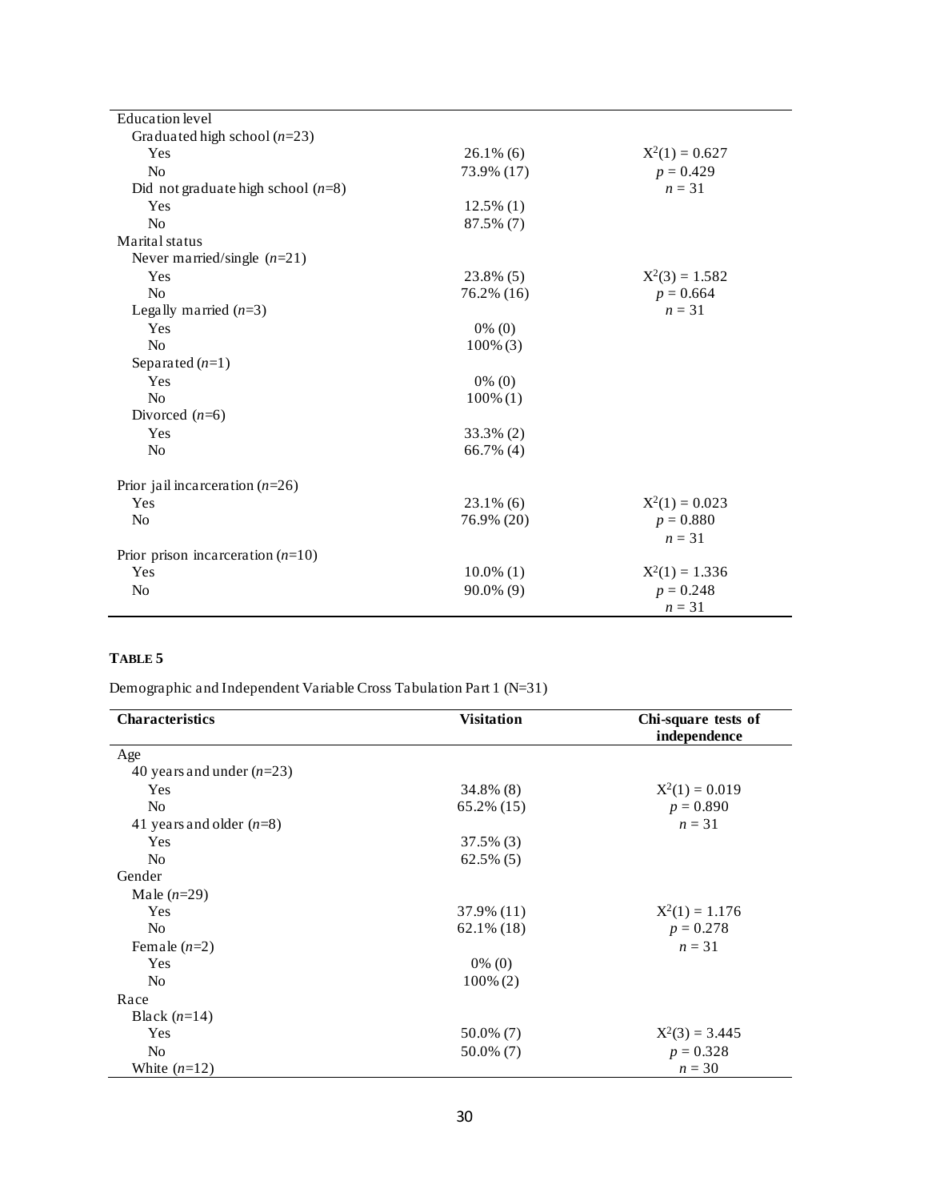| | | |
|---|---|---|
| Education level | | |
| Graduated high school (*n*=23) | | |
| Yes | 26.1% (6) | $X^2(1) = 0.627$ |
| No | 73.9% (17) | $p = 0.429$ |
| Did not graduate high school (*n*=8) | | $n = 31$ |
| Yes | 12.5% (1) | |
| No | 87.5% (7) | |
| Marital status | | |
| Never married/single (*n*=21) | | |
| Yes | 23.8% (5) | $X^2(3) = 1.582$ |
| No | 76.2% (16) | $p = 0.664$ |
| Legally married (*n*=3) | | $n = 31$ |
| Yes | 0% (0) | |
| No | 100% (3) | |
| Separated (*n*=1) | | |
| Yes | 0% (0) | |
| No | 100% (1) | |
| Divorced (*n*=6) | | |
| Yes | 33.3% (2) | |
| No | 66.7% (4) | |
| Prior jail incarceration (*n*=26) | | |
| Yes | 23.1% (6) | $X^2(1) = 0.023$ |
| No | 76.9% (20) | $p = 0.880$ |
| | | $n = 31$ |
| Prior prison incarceration (*n*=10) | | |
| Yes | 10.0% (1) | $X^2(1) = 1.336$ |
| No | 90.0% (9) | $p = 0.248$ |
| | | $n = 31$ |

**TABLE 5**

Demographic and Independent Variable Cross Tabulation Part 1 (N=31)

| Characteristics | Visitation | Chi-square tests of independence |
|---|---|---|
| Age | | |
| 40 years and under (*n*=23) | | |
| Yes | 34.8% (8) | $X^2(1) = 0.019$ |
| No | 65.2% (15) | $p = 0.890$ |
| 41 years and older (*n*=8) | | $n = 31$ |
| Yes | 37.5% (3) | |
| No | 62.5% (5) | |
| Gender | | |
| Male (*n*=29) | | |
| Yes | 37.9% (11) | $X^2(1) = 1.176$ |
| No | 62.1% (18) | $p = 0.278$ |
| Female (*n*=2) | | $n = 31$ |
| Yes | 0% (0) | |
| No | 100% (2) | |
| Race | | |
| Black (*n*=14) | | |
| Yes | 50.0% (7) | $X^2(3) = 3.445$ |
| No | 50.0% (7) | $p = 0.328$ |
| White (*n*=12) | | $n = 30$ |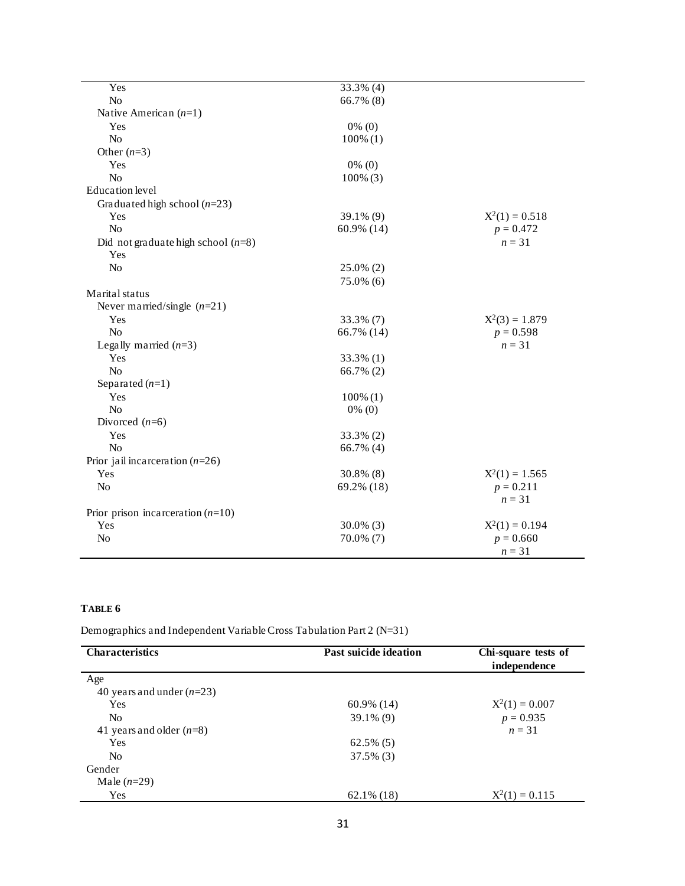| | | |
|---|---|---|
| Yes | 33.3% (4) | |
| No | 66.7% (8) | |
| Native American (*n*=1) | | |
| Yes | 0% (0) | |
| No | 100% (1) | |
| Other (*n*=3) | | |
| Yes | 0% (0) | |
| No | 100% (3) | |
| Education level | | |
| Graduated high school (*n*=23) | | |
| Yes | 39.1% (9) | $X^2(1) = 0.518$ |
| No | 60.9% (14) | $p = 0.472$ |
| Did not graduate high school (*n*=8) | | $n = 31$ |
| Yes | | |
| No | 25.0% (2) | |
| | 75.0% (6) | |
| Marital status | | |
| Never married/single (*n*=21) | | |
| Yes | 33.3% (7) | $X^2(3) = 1.879$ |
| No | 66.7% (14) | $p = 0.598$ |
| Legally married (*n*=3) | | $n = 31$ |
| Yes | 33.3% (1) | |
| No | 66.7% (2) | |
| Separated (*n*=1) | | |
| Yes | 100% (1) | |
| No | 0% (0) | |
| Divorced (*n*=6) | | |
| Yes | 33.3% (2) | |
| No | 66.7% (4) | |
| Prior jail incarceration (*n*=26) | | |
| Yes | 30.8% (8) | $X^2(1) = 1.565$ |
| No | 69.2% (18) | $p = 0.211$ |
| | | $n = 31$ |
| Prior prison incarceration (*n*=10) | | |
| Yes | 30.0% (3) | $X^2(1) = 0.194$ |
| No | 70.0% (7) | $p = 0.660$ |
| | | $n = 31$ |

**TABLE 6**

Demographics and Independent Variable Cross Tabulation Part 2 (N=31)

| Characteristics | Past suicide ideation | Chi-square tests of independence |
|---|---|---|
| Age | | |
| 40 years and under (*n*=23) | | |
| Yes | 60.9% (14) | $X^2(1) = 0.007$ |
| No | 39.1% (9) | $p = 0.935$ |
| 41 years and older (*n*=8) | | $n = 31$ |
| Yes | 62.5% (5) | |
| No | 37.5% (3) | |
| Gender | | |
| Male (*n*=29) | | |
| Yes | 62.1% (18) | $X^2(1) = 0.115$ |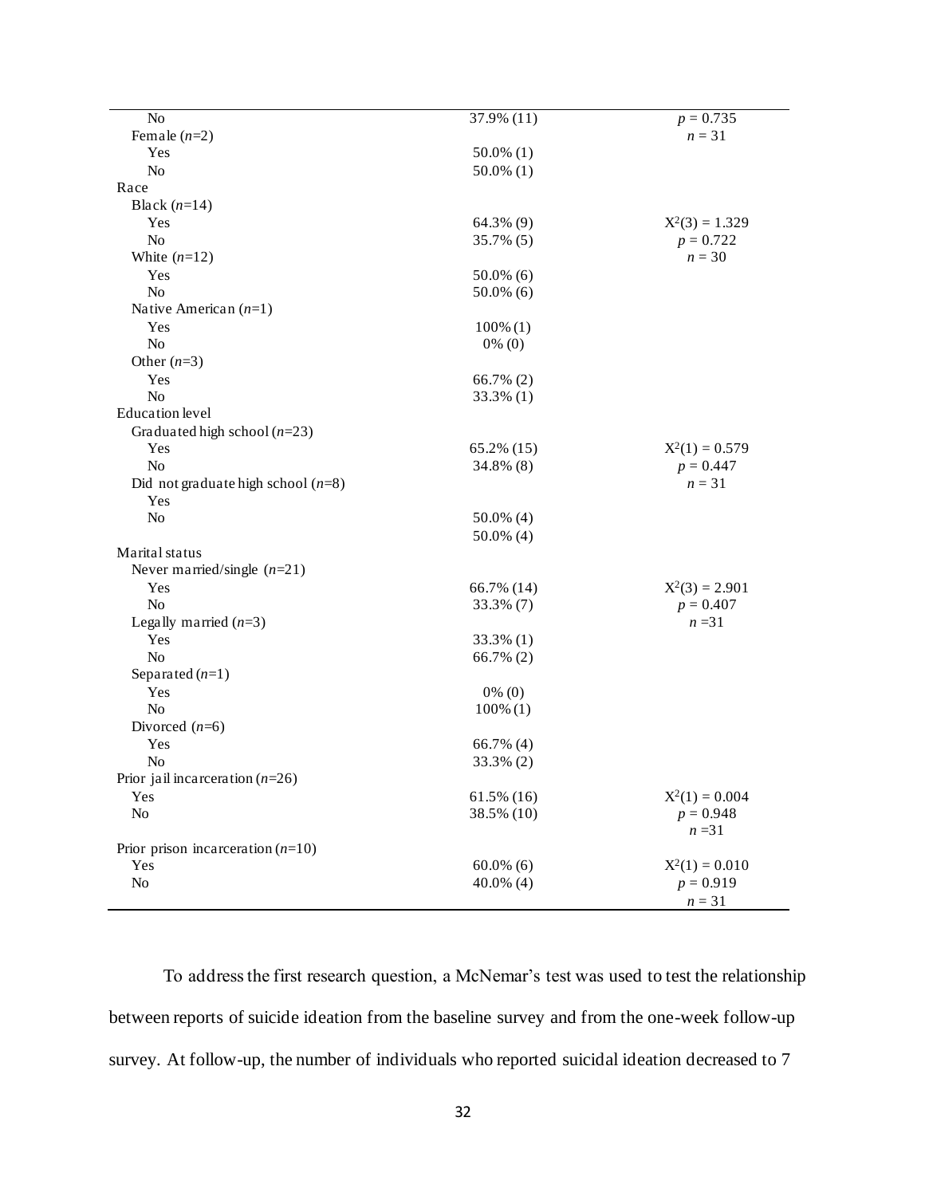| | | |
|---|---|---|
| No | 37.9% (11) | $p = 0.735$ |
| Female ($n$=2) | | $n = 31$ |
| Yes | 50.0% (1) | |
| No | 50.0% (1) | |
| Race | | |
| Black ($n$=14) | | |
| Yes | 64.3% (9) | $X^2(3) = 1.329$ |
| No | 35.7% (5) | $p = 0.722$ |
| White ($n$=12) | | $n = 30$ |
| Yes | 50.0% (6) | |
| No | 50.0% (6) | |
| Native American ($n$=1) | | |
| Yes | 100% (1) | |
| No | 0% (0) | |
| Other ($n$=3) | | |
| Yes | 66.7% (2) | |
| No | 33.3% (1) | |
| Education level | | |
| Graduated high school ($n$=23) | | |
| Yes | 65.2% (15) | $X^2(1) = 0.579$ |
| No | 34.8% (8) | $p = 0.447$ |
| Did not graduate high school ($n$=8) | | $n = 31$ |
| Yes | | |
| No | 50.0% (4) | |
| | 50.0% (4) | |
| Marital status | | |
| Never married/single ($n$=21) | | |
| Yes | 66.7% (14) | $X^2(3) = 2.901$ |
| No | 33.3% (7) | $p = 0.407$ |
| Legally married ($n$=3) | | $n$ =31 |
| Yes | 33.3% (1) | |
| No | 66.7% (2) | |
| Separated ($n$=1) | | |
| Yes | 0% (0) | |
| No | 100% (1) | |
| Divorced ($n$=6) | | |
| Yes | 66.7% (4) | |
| No | 33.3% (2) | |
| Prior jail incarceration ($n$=26) | | |
| Yes | 61.5% (16) | $X^2(1) = 0.004$ |
| No | 38.5% (10) | $p = 0.948$ |
| | | $n$ =31 |
| Prior prison incarceration ($n$=10) | | |
| Yes | 60.0% (6) | $X^2(1) = 0.010$ |
| No | 40.0% (4) | $p = 0.919$ |
| | | $n = 31$ |

To address the first research question, a McNemar's test was used to test the relationship between reports of suicide ideation from the baseline survey and from the one-week follow-up survey. At follow-up, the number of individuals who reported suicidal ideation decreased to 7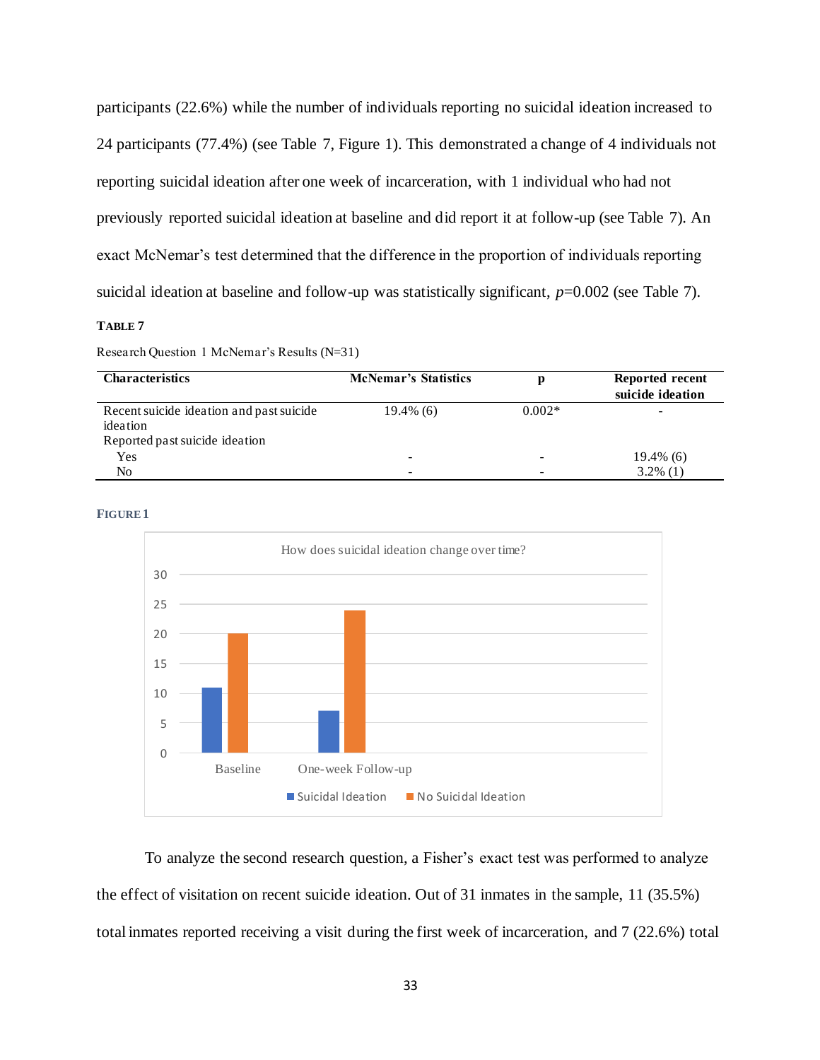participants (22.6%) while the number of individuals reporting no suicidal ideation increased to 24 participants (77.4%) (see Table 7, Figure 1). This demonstrated a change of 4 individuals not reporting suicidal ideation after one week of incarceration, with 1 individual who had not previously reported suicidal ideation at baseline and did report it at follow-up (see Table 7). An exact McNemar's test determined that the difference in the proportion of individuals reporting suicidal ideation at baseline and follow-up was statistically significant, $p$=0.002 (see Table 7).

**TABLE 7**

Research Question 1 McNemar's Results (N=31)

| Characteristics | McNemar's Statistics | p | Reported recent suicide ideation |
|---|---|---|---|
| Recent suicide ideation and past suicide ideation | 19.4% (6) | 0.002* | - |
| Reported past suicide ideation | | | |
| Yes | - | - | 19.4% (6) |
| No | - | - | 3.2% (1) |

**FIGURE 1**

How does suicidal ideation change over time?

| | Suicidal Ideation | No Suicidal Ideation |
|---|---|---|
| Baseline | 11 | 20 |
| One-week Follow-up | 7 | 24 |

To analyze the second research question, a Fisher's exact test was performed to analyze the effect of visitation on recent suicide ideation. Out of 31 inmates in the sample, 11 (35.5%) total inmates reported receiving a visit during the first week of incarceration, and 7 (22.6%) total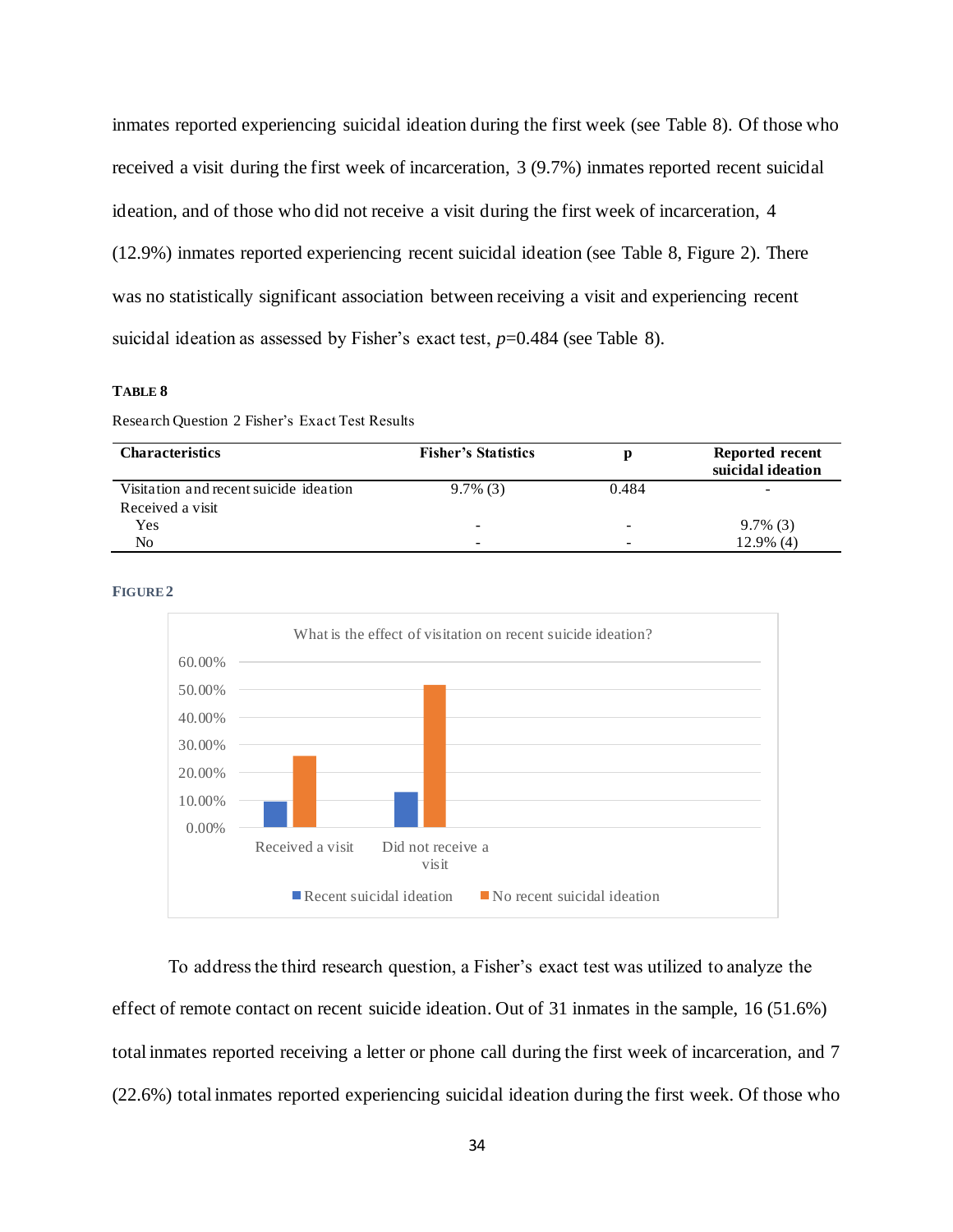inmates reported experiencing suicidal ideation during the first week (see Table 8). Of those who received a visit during the first week of incarceration, 3 (9.7%) inmates reported recent suicidal ideation, and of those who did not receive a visit during the first week of incarceration, 4 (12.9%) inmates reported experiencing recent suicidal ideation (see Table 8, Figure 2). There was no statistically significant association between receiving a visit and experiencing recent suicidal ideation as assessed by Fisher's exact test, $p$=0.484 (see Table 8).

**TABLE 8**

Research Question 2 Fisher's Exact Test Results

| Characteristics | Fisher's Statistics | p | Reported recent suicidal ideation |
|---|---|---|---|
| Visitation and recent suicide ideation | 9.7% (3) | 0.484 | - |
| Received a visit | | | |
| Yes | - | - | 9.7% (3) |
| No | - | - | 12.9% (4) |

**FIGURE 2**

What is the effect of visitation on recent suicide ideation?

| | Recent suicidal ideation | No recent suicidal ideation |
|---|---|---|
| Received a visit | ~9.7% | ~25.8% |
| Did not receive a visit | ~12.9% | ~51.6% |

To address the third research question, a Fisher's exact test was utilized to analyze the effect of remote contact on recent suicide ideation. Out of 31 inmates in the sample, 16 (51.6%) total inmates reported receiving a letter or phone call during the first week of incarceration, and 7 (22.6%) total inmates reported experiencing suicidal ideation during the first week. Of those who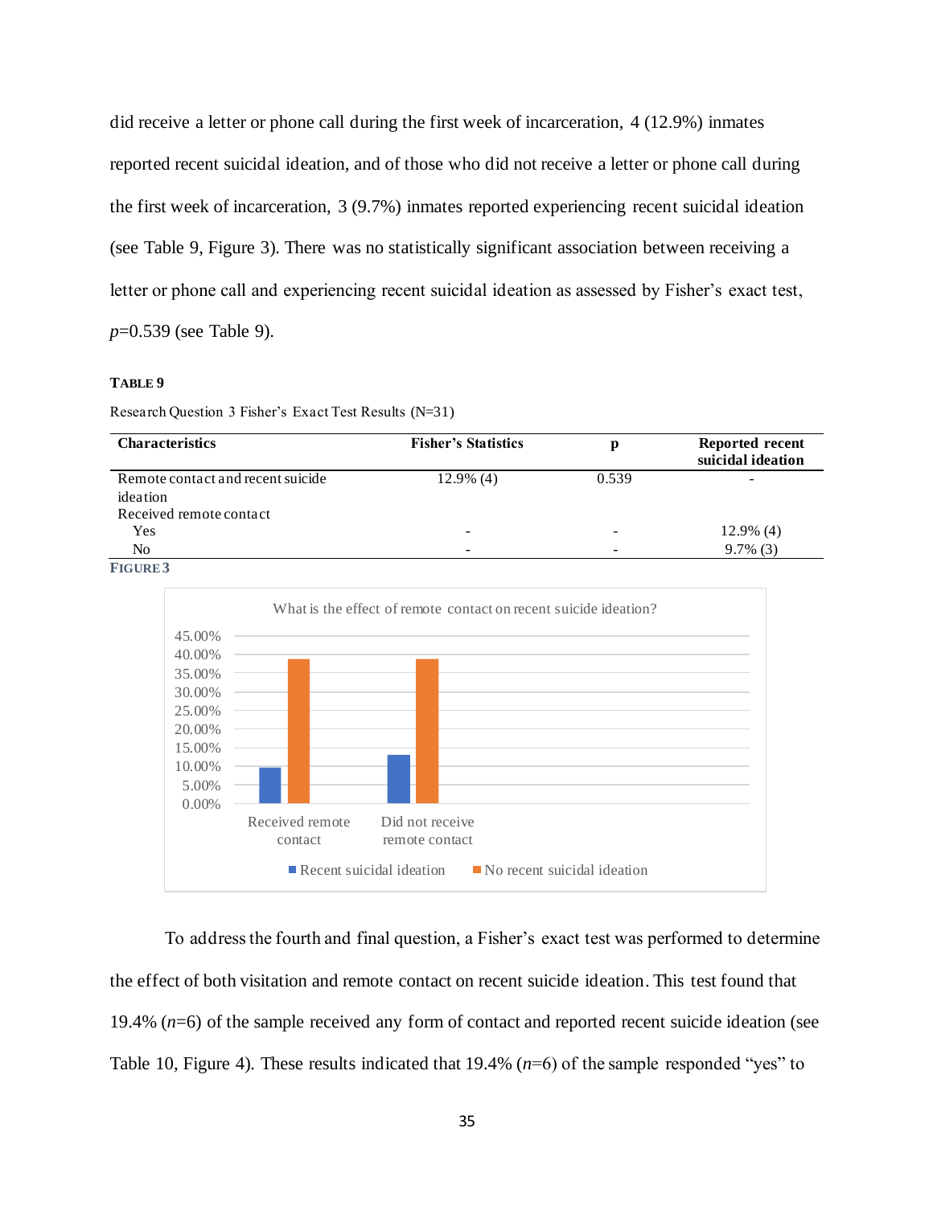did receive a letter or phone call during the first week of incarceration, 4 (12.9%) inmates reported recent suicidal ideation, and of those who did not receive a letter or phone call during the first week of incarceration, 3 (9.7%) inmates reported experiencing recent suicidal ideation (see Table 9, Figure 3). There was no statistically significant association between receiving a letter or phone call and experiencing recent suicidal ideation as assessed by Fisher's exact test, $p$=0.539 (see Table 9).

**TABLE 9**

Research Question 3 Fisher's Exact Test Results (N=31)

| Characteristics | Fisher's Statistics | p | Reported recent suicidal ideation |
|---|---|---|---|
| Remote contact and recent suicide ideation | 12.9% (4) | 0.539 | - |
| Received remote contact | | | |
| Yes | - | - | 12.9% (4) |
| No | - | - | 9.7% (3) |

**FIGURE 3**

To address the fourth and final question, a Fisher's exact test was performed to determine the effect of both visitation and remote contact on recent suicide ideation. This test found that 19.4% ($n$=6) of the sample received any form of contact and reported recent suicide ideation (see Table 10, Figure 4). These results indicated that 19.4% ($n$=6) of the sample responded "yes" to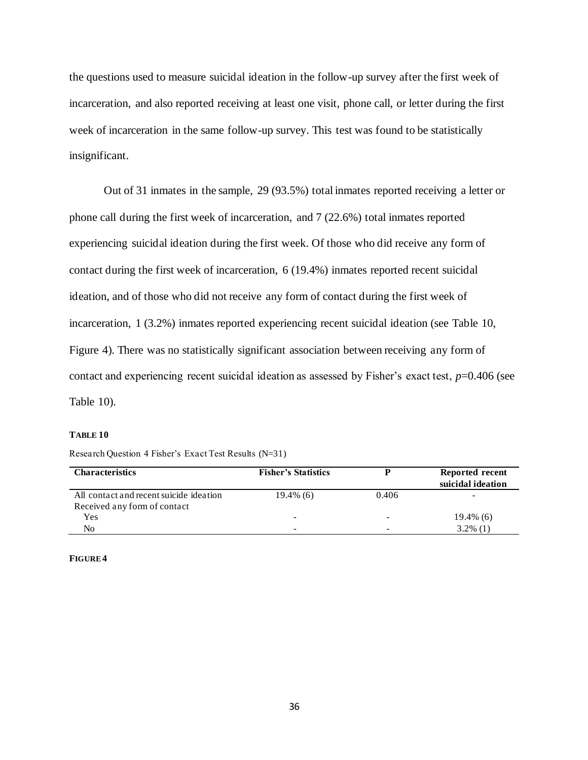the questions used to measure suicidal ideation in the follow-up survey after the first week of incarceration, and also reported receiving at least one visit, phone call, or letter during the first week of incarceration in the same follow-up survey. This test was found to be statistically insignificant.

Out of 31 inmates in the sample, 29 (93.5%) total inmates reported receiving a letter or phone call during the first week of incarceration, and 7 (22.6%) total inmates reported experiencing suicidal ideation during the first week. Of those who did receive any form of contact during the first week of incarceration, 6 (19.4%) inmates reported recent suicidal ideation, and of those who did not receive any form of contact during the first week of incarceration, 1 (3.2%) inmates reported experiencing recent suicidal ideation (see Table 10, Figure 4). There was no statistically significant association between receiving any form of contact and experiencing recent suicidal ideation as assessed by Fisher's exact test, $p$=0.406 (see Table 10).

**TABLE 10**

Research Question 4 Fisher's Exact Test Results (N=31)

| Characteristics | Fisher's Statistics | P | Reported recent suicidal ideation |
|---|---|---|---|
| All contact and recent suicide ideation | 19.4% (6) | 0.406 | - |
| Received any form of contact | | | |
| Yes | - | - | 19.4% (6) |
| No | - | - | 3.2% (1) |

**FIGURE 4**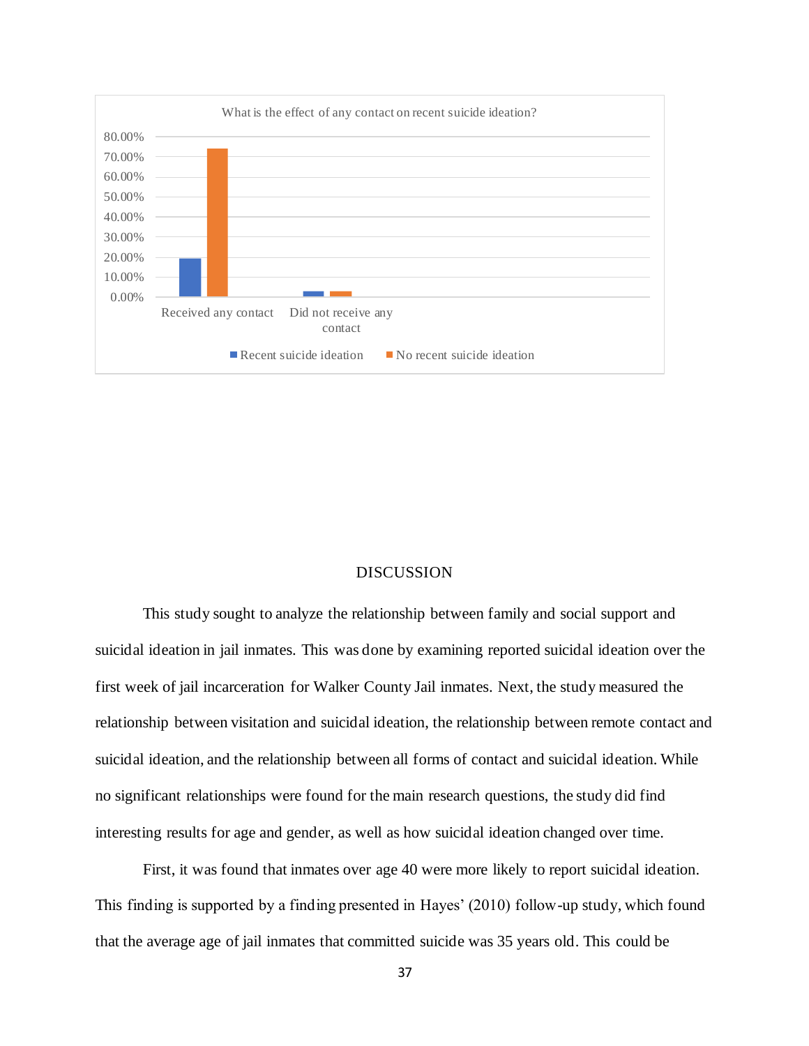What is the effect of any contact on recent suicide ideation?

## DISCUSSION

This study sought to analyze the relationship between family and social support and suicidal ideation in jail inmates. This was done by examining reported suicidal ideation over the first week of jail incarceration for Walker County Jail inmates. Next, the study measured the relationship between visitation and suicidal ideation, the relationship between remote contact and suicidal ideation, and the relationship between all forms of contact and suicidal ideation. While no significant relationships were found for the main research questions, the study did find interesting results for age and gender, as well as how suicidal ideation changed over time.

First, it was found that inmates over age 40 were more likely to report suicidal ideation. This finding is supported by a finding presented in Hayes' (2010) follow-up study, which found that the average age of jail inmates that committed suicide was 35 years old. This could be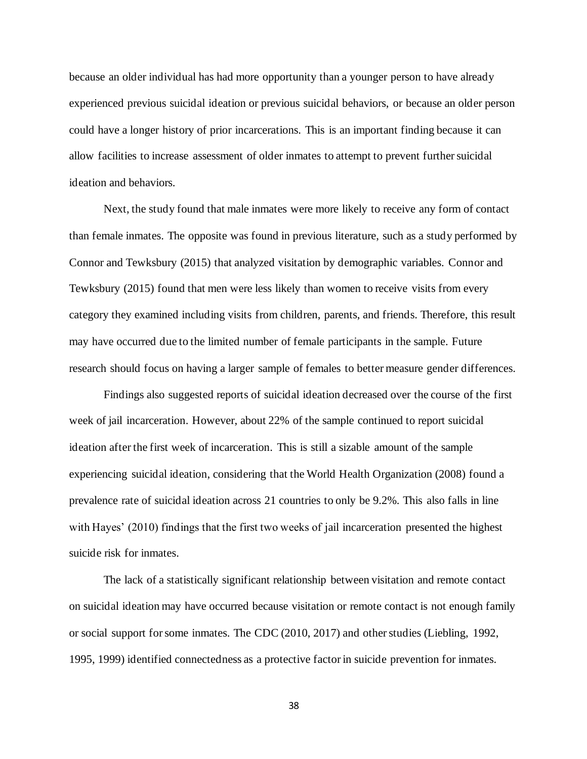because an older individual has had more opportunity than a younger person to have already experienced previous suicidal ideation or previous suicidal behaviors, or because an older person could have a longer history of prior incarcerations. This is an important finding because it can allow facilities to increase assessment of older inmates to attempt to prevent further suicidal ideation and behaviors.

Next, the study found that male inmates were more likely to receive any form of contact than female inmates. The opposite was found in previous literature, such as a study performed by Connor and Tewksbury (2015) that analyzed visitation by demographic variables. Connor and Tewksbury (2015) found that men were less likely than women to receive visits from every category they examined including visits from children, parents, and friends. Therefore, this result may have occurred due to the limited number of female participants in the sample. Future research should focus on having a larger sample of females to better measure gender differences.

Findings also suggested reports of suicidal ideation decreased over the course of the first week of jail incarceration. However, about 22% of the sample continued to report suicidal ideation after the first week of incarceration. This is still a sizable amount of the sample experiencing suicidal ideation, considering that the World Health Organization (2008) found a prevalence rate of suicidal ideation across 21 countries to only be 9.2%. This also falls in line with Hayes' (2010) findings that the first two weeks of jail incarceration presented the highest suicide risk for inmates.

The lack of a statistically significant relationship between visitation and remote contact on suicidal ideation may have occurred because visitation or remote contact is not enough family or social support for some inmates. The CDC (2010, 2017) and other studies (Liebling, 1992, 1995, 1999) identified connectedness as a protective factor in suicide prevention for inmates.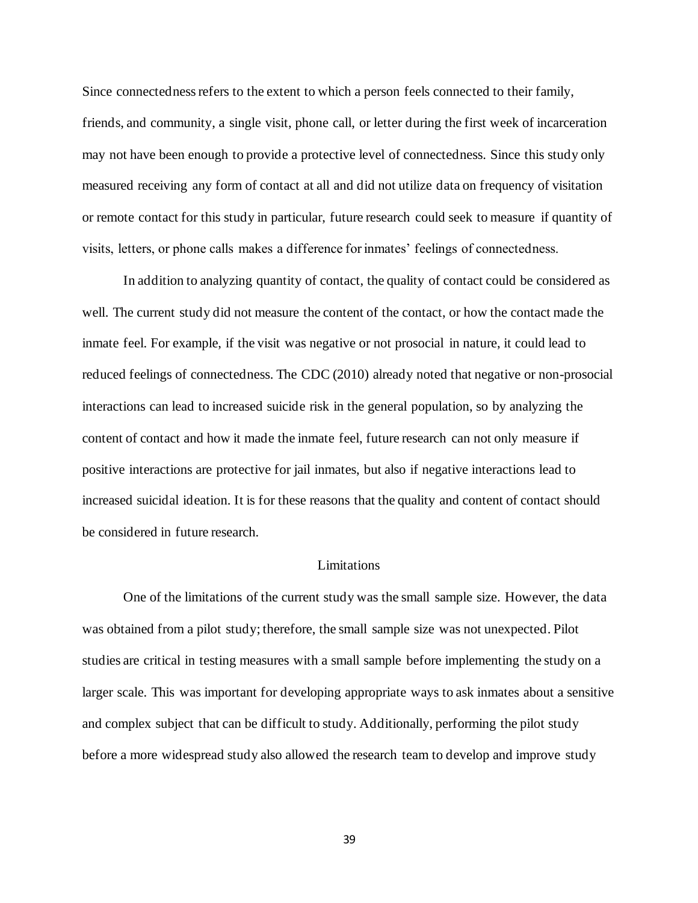Since connectedness refers to the extent to which a person feels connected to their family, friends, and community, a single visit, phone call, or letter during the first week of incarceration may not have been enough to provide a protective level of connectedness. Since this study only measured receiving any form of contact at all and did not utilize data on frequency of visitation or remote contact for this study in particular, future research could seek to measure if quantity of visits, letters, or phone calls makes a difference for inmates' feelings of connectedness.

In addition to analyzing quantity of contact, the quality of contact could be considered as well. The current study did not measure the content of the contact, or how the contact made the inmate feel. For example, if the visit was negative or not prosocial in nature, it could lead to reduced feelings of connectedness. The CDC (2010) already noted that negative or non-prosocial interactions can lead to increased suicide risk in the general population, so by analyzing the content of contact and how it made the inmate feel, future research can not only measure if positive interactions are protective for jail inmates, but also if negative interactions lead to increased suicidal ideation. It is for these reasons that the quality and content of contact should be considered in future research.

## Limitations

One of the limitations of the current study was the small sample size. However, the data was obtained from a pilot study; therefore, the small sample size was not unexpected. Pilot studies are critical in testing measures with a small sample before implementing the study on a larger scale. This was important for developing appropriate ways to ask inmates about a sensitive and complex subject that can be difficult to study. Additionally, performing the pilot study before a more widespread study also allowed the research team to develop and improve study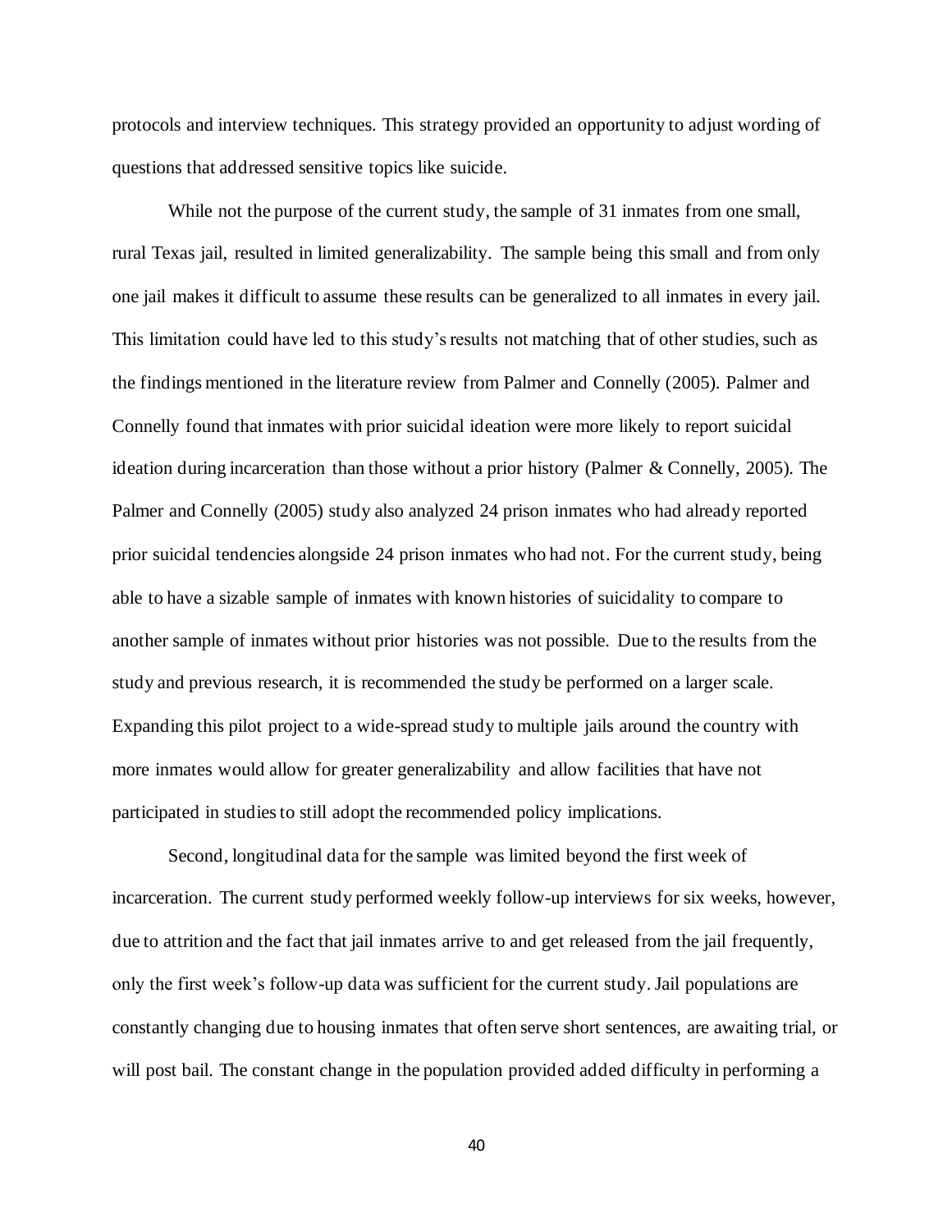protocols and interview techniques. This strategy provided an opportunity to adjust wording of questions that addressed sensitive topics like suicide.

While not the purpose of the current study, the sample of 31 inmates from one small, rural Texas jail, resulted in limited generalizability. The sample being this small and from only one jail makes it difficult to assume these results can be generalized to all inmates in every jail. This limitation could have led to this study's results not matching that of other studies, such as the findings mentioned in the literature review from Palmer and Connelly (2005). Palmer and Connelly found that inmates with prior suicidal ideation were more likely to report suicidal ideation during incarceration than those without a prior history (Palmer & Connelly, 2005). The Palmer and Connelly (2005) study also analyzed 24 prison inmates who had already reported prior suicidal tendencies alongside 24 prison inmates who had not. For the current study, being able to have a sizable sample of inmates with known histories of suicidality to compare to another sample of inmates without prior histories was not possible. Due to the results from the study and previous research, it is recommended the study be performed on a larger scale. Expanding this pilot project to a wide-spread study to multiple jails around the country with more inmates would allow for greater generalizability and allow facilities that have not participated in studies to still adopt the recommended policy implications.

Second, longitudinal data for the sample was limited beyond the first week of incarceration. The current study performed weekly follow-up interviews for six weeks, however, due to attrition and the fact that jail inmates arrive to and get released from the jail frequently, only the first week's follow-up data was sufficient for the current study. Jail populations are constantly changing due to housing inmates that often serve short sentences, are awaiting trial, or will post bail. The constant change in the population provided added difficulty in performing a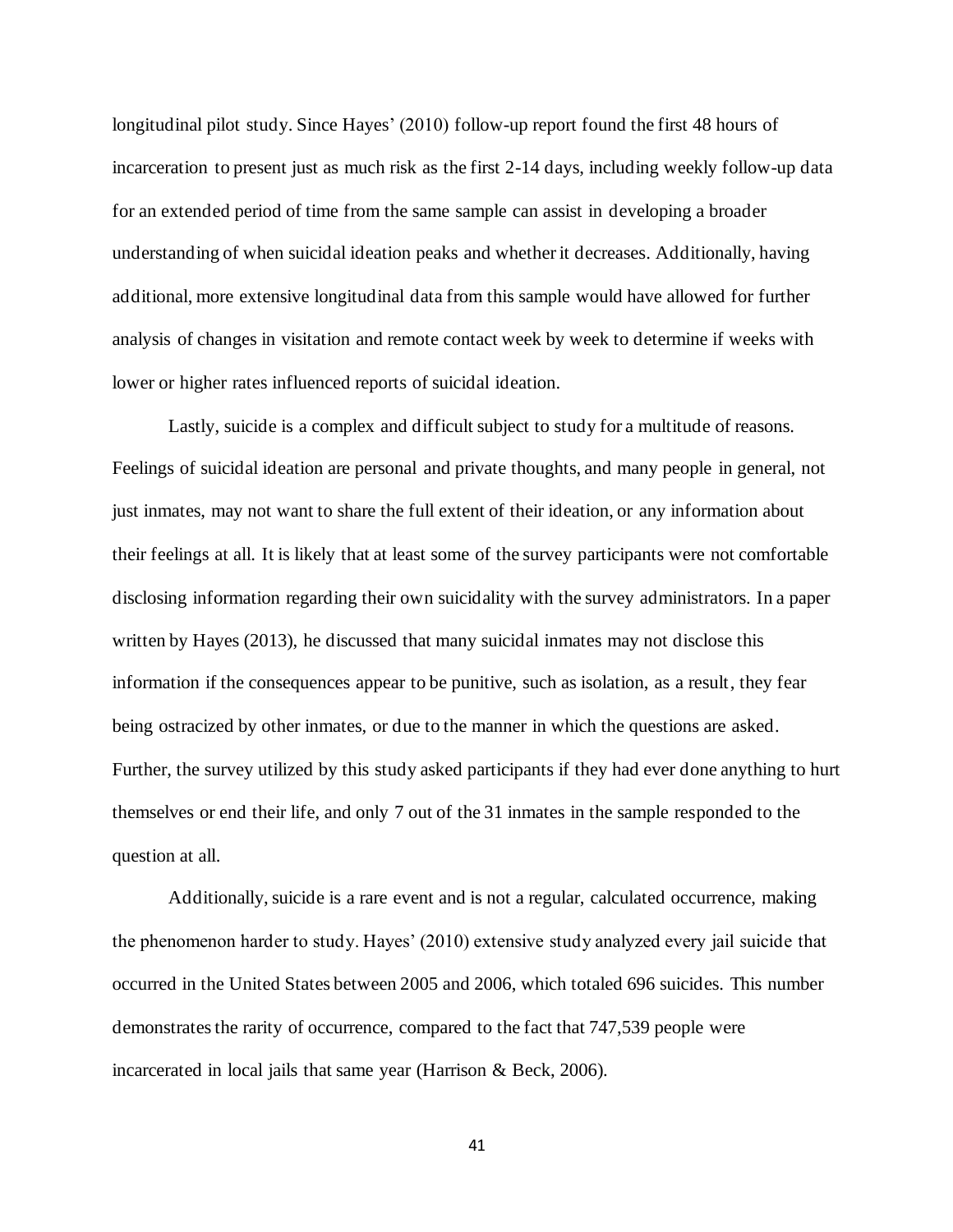longitudinal pilot study. Since Hayes' (2010) follow-up report found the first 48 hours of incarceration to present just as much risk as the first 2-14 days, including weekly follow-up data for an extended period of time from the same sample can assist in developing a broader understanding of when suicidal ideation peaks and whether it decreases. Additionally, having additional, more extensive longitudinal data from this sample would have allowed for further analysis of changes in visitation and remote contact week by week to determine if weeks with lower or higher rates influenced reports of suicidal ideation.

Lastly, suicide is a complex and difficult subject to study for a multitude of reasons. Feelings of suicidal ideation are personal and private thoughts, and many people in general, not just inmates, may not want to share the full extent of their ideation, or any information about their feelings at all. It is likely that at least some of the survey participants were not comfortable disclosing information regarding their own suicidality with the survey administrators. In a paper written by Hayes (2013), he discussed that many suicidal inmates may not disclose this information if the consequences appear to be punitive, such as isolation, as a result, they fear being ostracized by other inmates, or due to the manner in which the questions are asked. Further, the survey utilized by this study asked participants if they had ever done anything to hurt themselves or end their life, and only 7 out of the 31 inmates in the sample responded to the question at all.

Additionally, suicide is a rare event and is not a regular, calculated occurrence, making the phenomenon harder to study. Hayes' (2010) extensive study analyzed every jail suicide that occurred in the United States between 2005 and 2006, which totaled 696 suicides. This number demonstrates the rarity of occurrence, compared to the fact that 747,539 people were incarcerated in local jails that same year (Harrison & Beck, 2006).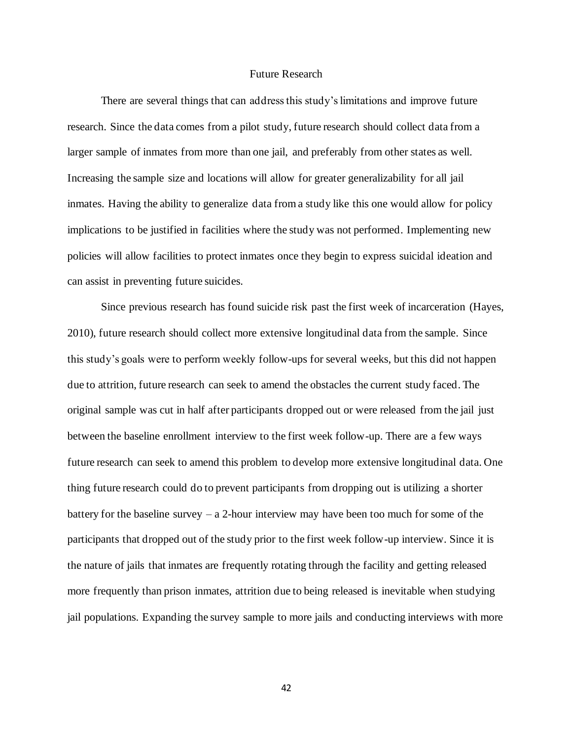## Future Research

There are several things that can address this study's limitations and improve future research. Since the data comes from a pilot study, future research should collect data from a larger sample of inmates from more than one jail, and preferably from other states as well. Increasing the sample size and locations will allow for greater generalizability for all jail inmates. Having the ability to generalize data from a study like this one would allow for policy implications to be justified in facilities where the study was not performed. Implementing new policies will allow facilities to protect inmates once they begin to express suicidal ideation and can assist in preventing future suicides.

Since previous research has found suicide risk past the first week of incarceration (Hayes, 2010), future research should collect more extensive longitudinal data from the sample. Since this study's goals were to perform weekly follow-ups for several weeks, but this did not happen due to attrition, future research can seek to amend the obstacles the current study faced. The original sample was cut in half after participants dropped out or were released from the jail just between the baseline enrollment interview to the first week follow-up. There are a few ways future research can seek to amend this problem to develop more extensive longitudinal data. One thing future research could do to prevent participants from dropping out is utilizing a shorter battery for the baseline survey – a 2-hour interview may have been too much for some of the participants that dropped out of the study prior to the first week follow-up interview. Since it is the nature of jails that inmates are frequently rotating through the facility and getting released more frequently than prison inmates, attrition due to being released is inevitable when studying jail populations. Expanding the survey sample to more jails and conducting interviews with more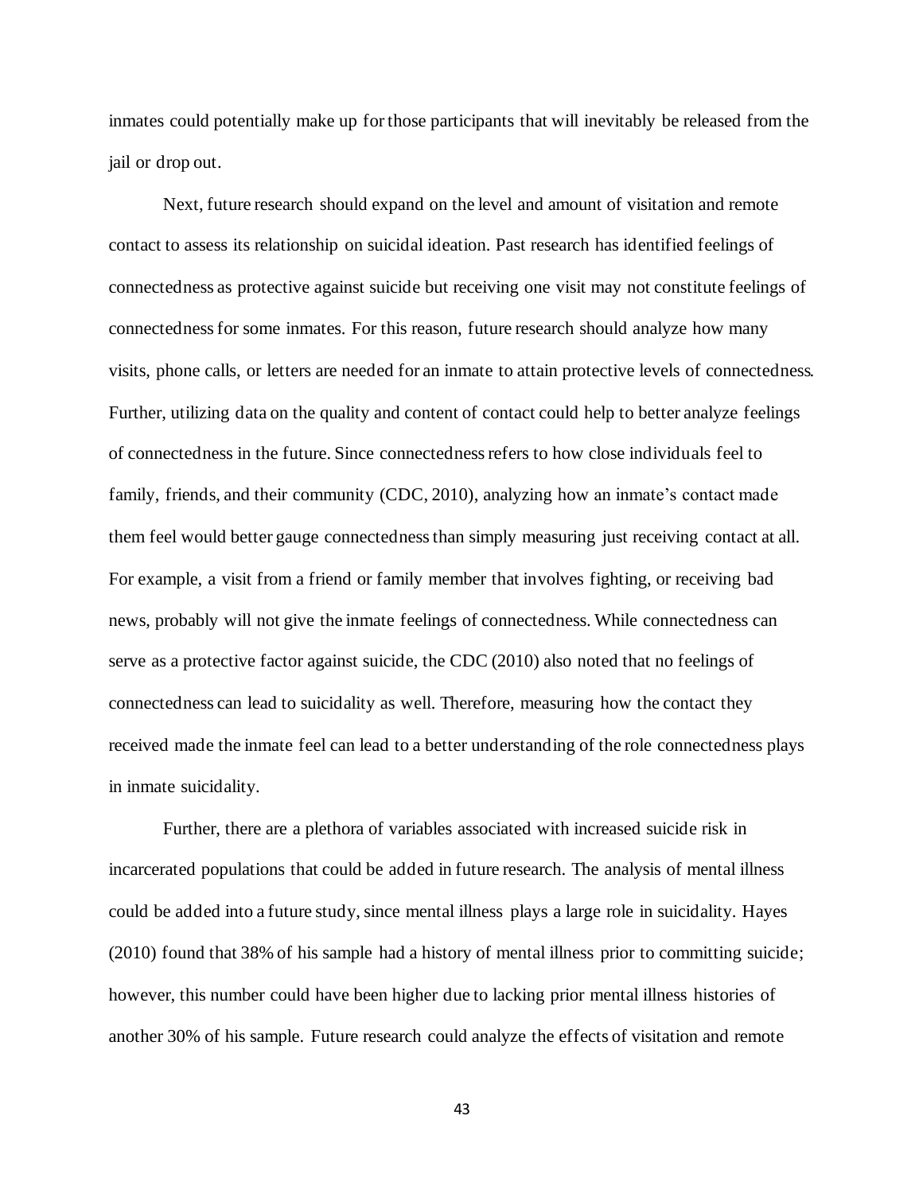inmates could potentially make up for those participants that will inevitably be released from the jail or drop out.

Next, future research should expand on the level and amount of visitation and remote contact to assess its relationship on suicidal ideation. Past research has identified feelings of connectedness as protective against suicide but receiving one visit may not constitute feelings of connectedness for some inmates. For this reason, future research should analyze how many visits, phone calls, or letters are needed for an inmate to attain protective levels of connectedness. Further, utilizing data on the quality and content of contact could help to better analyze feelings of connectedness in the future. Since connectedness refers to how close individuals feel to family, friends, and their community (CDC, 2010), analyzing how an inmate's contact made them feel would better gauge connectedness than simply measuring just receiving contact at all. For example, a visit from a friend or family member that involves fighting, or receiving bad news, probably will not give the inmate feelings of connectedness. While connectedness can serve as a protective factor against suicide, the CDC (2010) also noted that no feelings of connectedness can lead to suicidality as well. Therefore, measuring how the contact they received made the inmate feel can lead to a better understanding of the role connectedness plays in inmate suicidality.

Further, there are a plethora of variables associated with increased suicide risk in incarcerated populations that could be added in future research. The analysis of mental illness could be added into a future study, since mental illness plays a large role in suicidality. Hayes (2010) found that 38% of his sample had a history of mental illness prior to committing suicide; however, this number could have been higher due to lacking prior mental illness histories of another 30% of his sample. Future research could analyze the effects of visitation and remote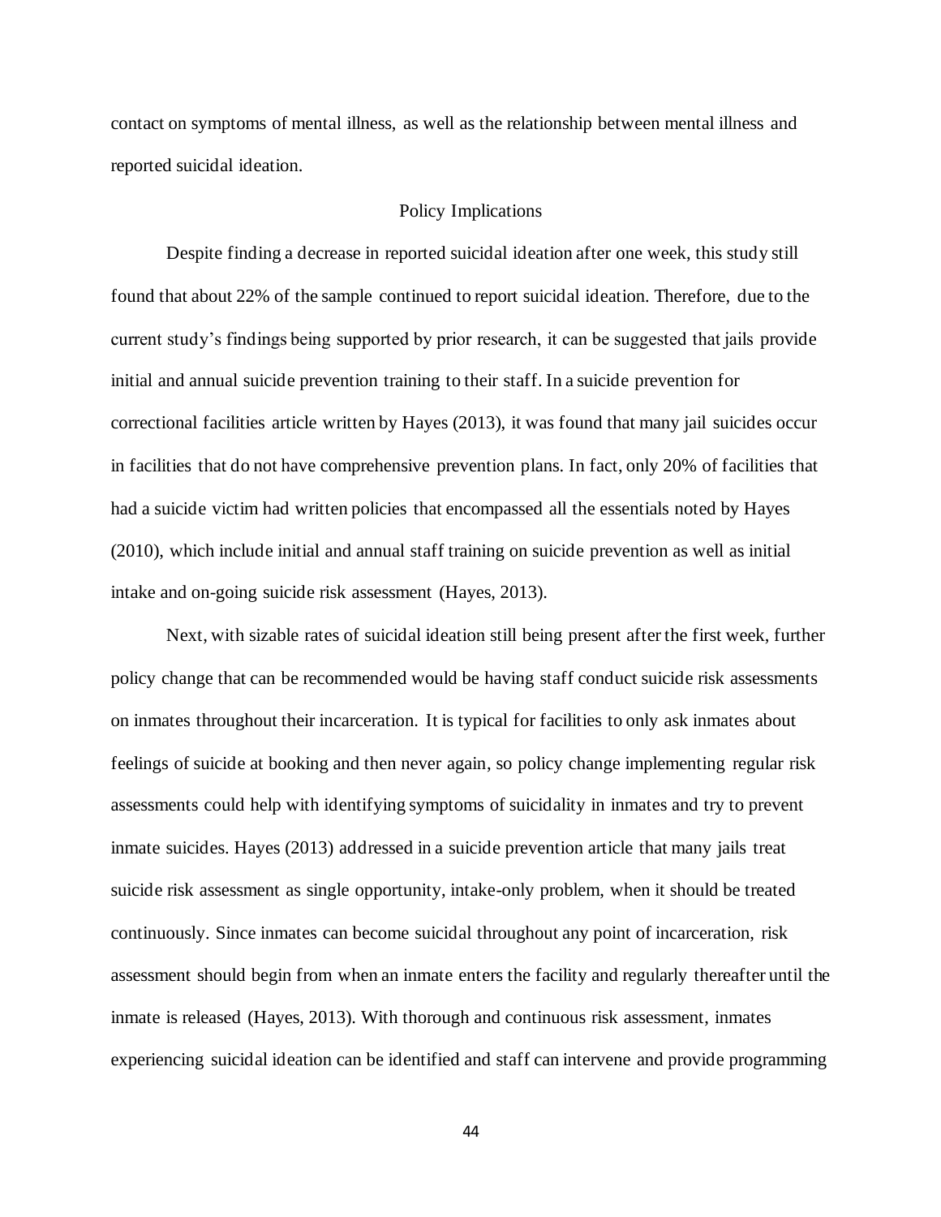contact on symptoms of mental illness, as well as the relationship between mental illness and reported suicidal ideation.

## Policy Implications

Despite finding a decrease in reported suicidal ideation after one week, this study still found that about 22% of the sample continued to report suicidal ideation. Therefore, due to the current study's findings being supported by prior research, it can be suggested that jails provide initial and annual suicide prevention training to their staff. In a suicide prevention for correctional facilities article written by Hayes (2013), it was found that many jail suicides occur in facilities that do not have comprehensive prevention plans. In fact, only 20% of facilities that had a suicide victim had written policies that encompassed all the essentials noted by Hayes (2010), which include initial and annual staff training on suicide prevention as well as initial intake and on-going suicide risk assessment (Hayes, 2013).

Next, with sizable rates of suicidal ideation still being present after the first week, further policy change that can be recommended would be having staff conduct suicide risk assessments on inmates throughout their incarceration. It is typical for facilities to only ask inmates about feelings of suicide at booking and then never again, so policy change implementing regular risk assessments could help with identifying symptoms of suicidality in inmates and try to prevent inmate suicides. Hayes (2013) addressed in a suicide prevention article that many jails treat suicide risk assessment as single opportunity, intake-only problem, when it should be treated continuously. Since inmates can become suicidal throughout any point of incarceration, risk assessment should begin from when an inmate enters the facility and regularly thereafter until the inmate is released (Hayes, 2013). With thorough and continuous risk assessment, inmates experiencing suicidal ideation can be identified and staff can intervene and provide programming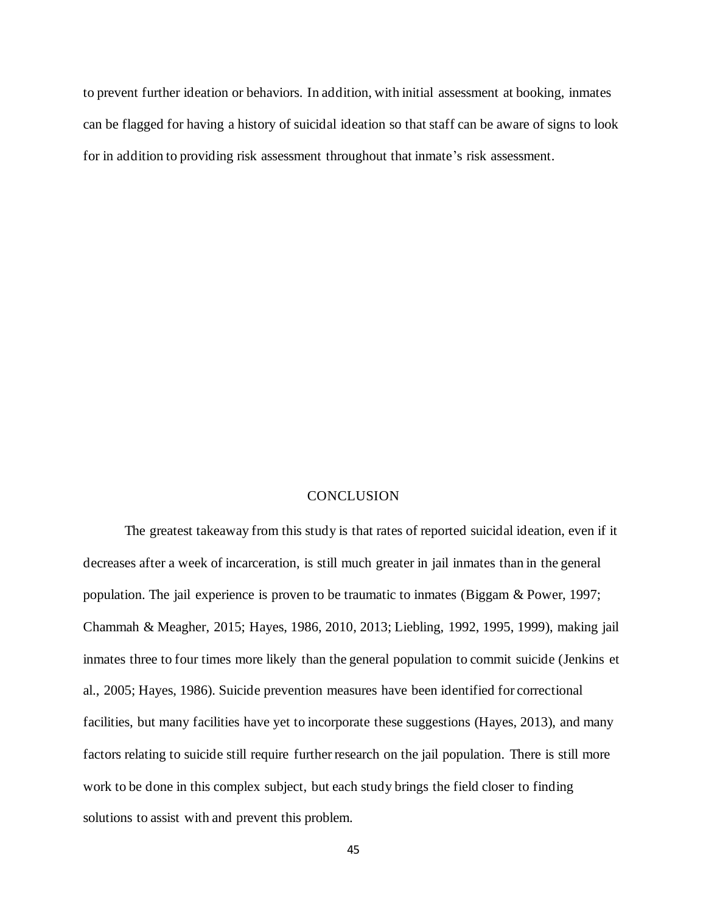to prevent further ideation or behaviors. In addition, with initial assessment at booking, inmates can be flagged for having a history of suicidal ideation so that staff can be aware of signs to look for in addition to providing risk assessment throughout that inmate's risk assessment.

# CONCLUSION

The greatest takeaway from this study is that rates of reported suicidal ideation, even if it decreases after a week of incarceration, is still much greater in jail inmates than in the general population. The jail experience is proven to be traumatic to inmates (Biggam & Power, 1997; Chammah & Meagher, 2015; Hayes, 1986, 2010, 2013; Liebling, 1992, 1995, 1999), making jail inmates three to four times more likely than the general population to commit suicide (Jenkins et al., 2005; Hayes, 1986). Suicide prevention measures have been identified for correctional facilities, but many facilities have yet to incorporate these suggestions (Hayes, 2013), and many factors relating to suicide still require further research on the jail population. There is still more work to be done in this complex subject, but each study brings the field closer to finding solutions to assist with and prevent this problem.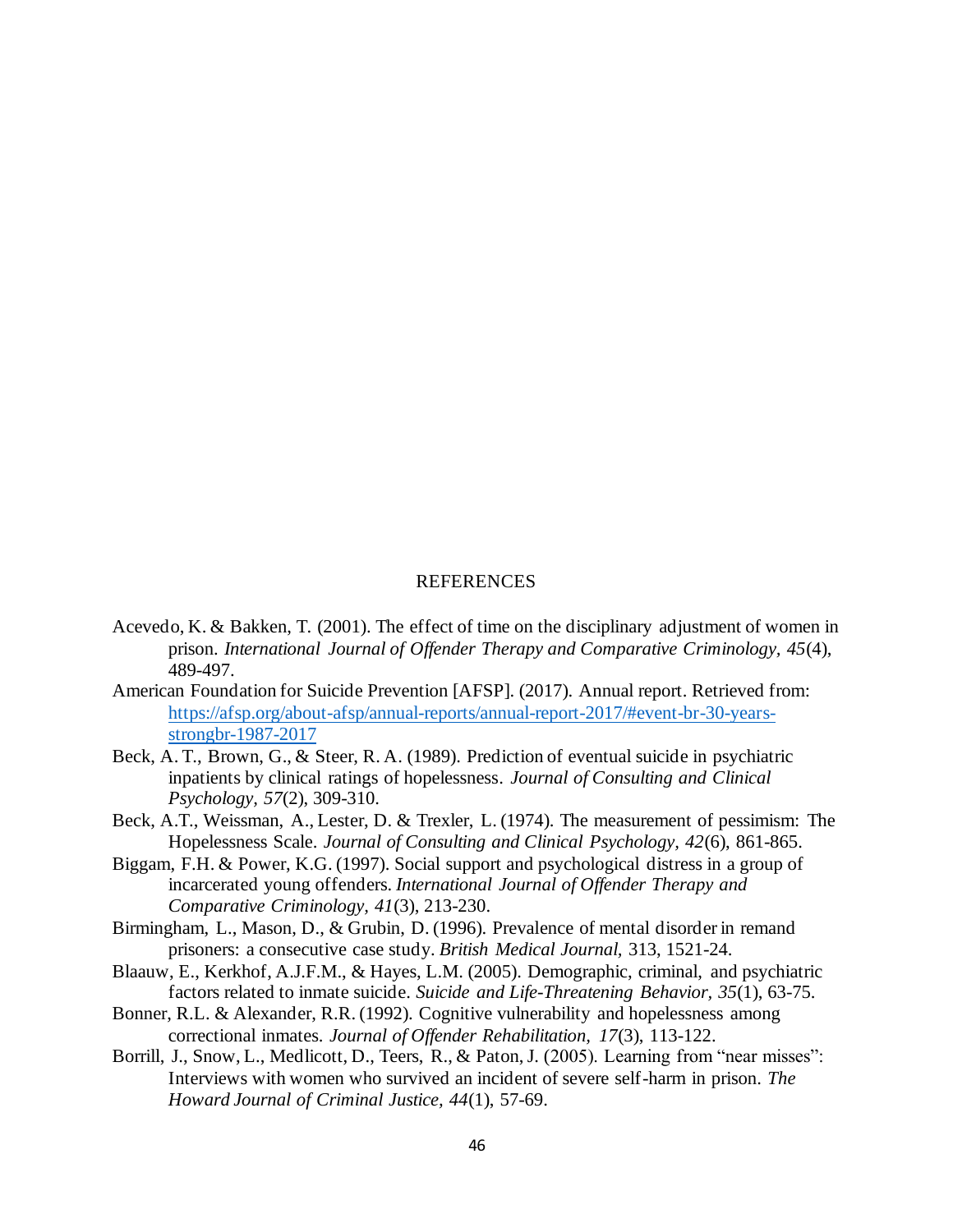# REFERENCES

Acevedo, K. & Bakken, T. (2001). The effect of time on the disciplinary adjustment of women in prison. *International Journal of Offender Therapy and Comparative Criminology, 45*(4), 489-497.

American Foundation for Suicide Prevention [AFSP]. (2017). Annual report. Retrieved from: https://afsp.org/about-afsp/annual-reports/annual-report-2017/#event-br-30-years-strongbr-1987-2017

Beck, A. T., Brown, G., & Steer, R. A. (1989). Prediction of eventual suicide in psychiatric inpatients by clinical ratings of hopelessness. *Journal of Consulting and Clinical Psychology, 57*(2), 309-310.

Beck, A.T., Weissman, A., Lester, D. & Trexler, L. (1974). The measurement of pessimism: The Hopelessness Scale. *Journal of Consulting and Clinical Psychology, 42*(6), 861-865.

Biggam, F.H. & Power, K.G. (1997). Social support and psychological distress in a group of incarcerated young offenders. *International Journal of Offender Therapy and Comparative Criminology, 41*(3), 213-230.

Birmingham, L., Mason, D., & Grubin, D. (1996). Prevalence of mental disorder in remand prisoners: a consecutive case study. *British Medical Journal*, 313, 1521-24.

Blaauw, E., Kerkhof, A.J.F.M., & Hayes, L.M. (2005). Demographic, criminal, and psychiatric factors related to inmate suicide. *Suicide and Life-Threatening Behavior, 35*(1), 63-75.

Bonner, R.L. & Alexander, R.R. (1992). Cognitive vulnerability and hopelessness among correctional inmates. *Journal of Offender Rehabilitation, 17*(3), 113-122.

Borrill, J., Snow, L., Medlicott, D., Teers, R., & Paton, J. (2005). Learning from "near misses": Interviews with women who survived an incident of severe self-harm in prison. *The Howard Journal of Criminal Justice, 44*(1), 57-69.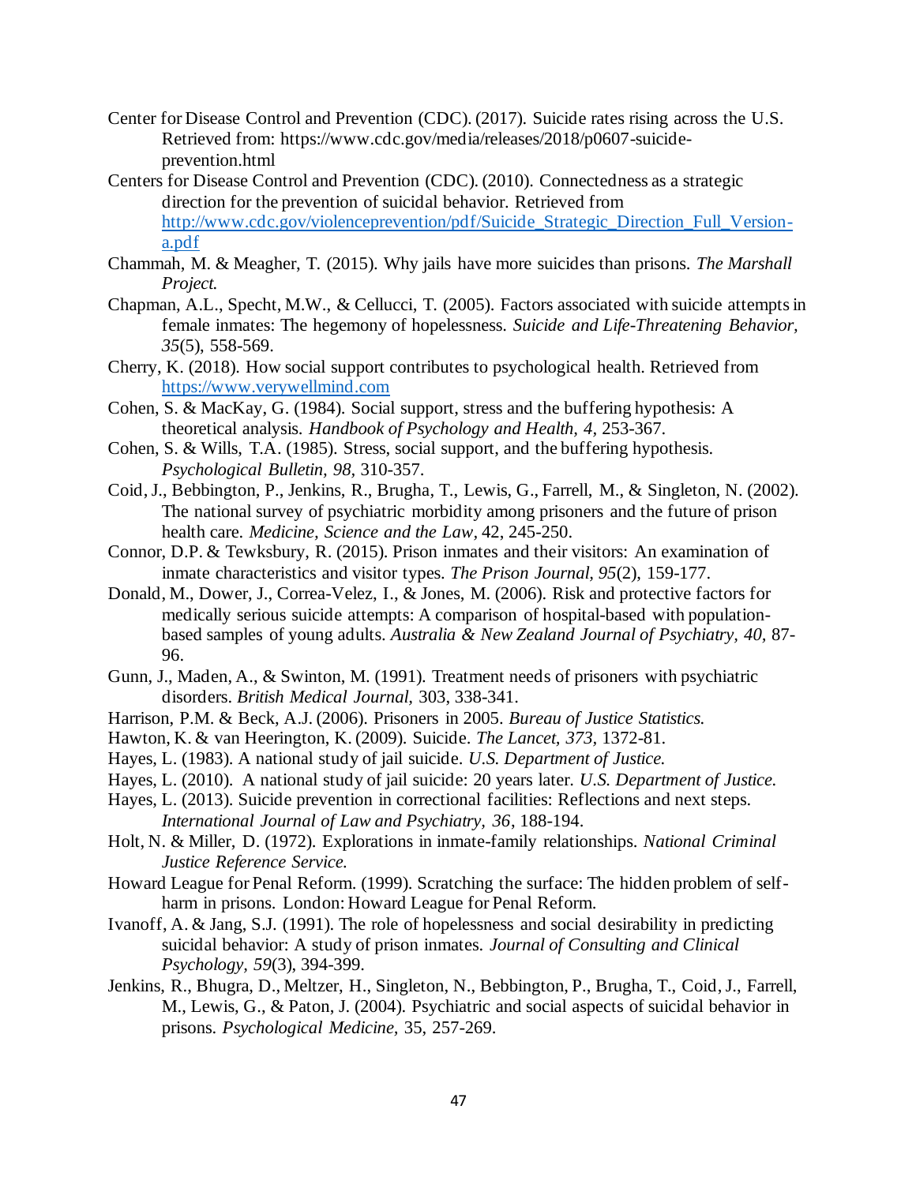Center for Disease Control and Prevention (CDC). (2017). Suicide rates rising across the U.S. Retrieved from: https://www.cdc.gov/media/releases/2018/p0607-suicide-prevention.html

Centers for Disease Control and Prevention (CDC). (2010). Connectedness as a strategic direction for the prevention of suicidal behavior. Retrieved from http://www.cdc.gov/violenceprevention/pdf/Suicide_Strategic_Direction_Full_Version-a.pdf

Chammah, M. & Meagher, T. (2015). Why jails have more suicides than prisons. *The Marshall Project.*

Chapman, A.L., Specht, M.W., & Cellucci, T. (2005). Factors associated with suicide attempts in female inmates: The hegemony of hopelessness. *Suicide and Life-Threatening Behavior, 35*(5), 558-569.

Cherry, K. (2018). How social support contributes to psychological health. Retrieved from https://www.verywellmind.com

Cohen, S. & MacKay, G. (1984). Social support, stress and the buffering hypothesis: A theoretical analysis. *Handbook of Psychology and Health, 4,* 253-367.

Cohen, S. & Wills, T.A. (1985). Stress, social support, and the buffering hypothesis. *Psychological Bulletin, 98,* 310-357.

Coid, J., Bebbington, P., Jenkins, R., Brugha, T., Lewis, G., Farrell, M., & Singleton, N. (2002). The national survey of psychiatric morbidity among prisoners and the future of prison health care. *Medicine, Science and the Law*, 42, 245-250.

Connor, D.P. & Tewksbury, R. (2015). Prison inmates and their visitors: An examination of inmate characteristics and visitor types. *The Prison Journal, 95*(2), 159-177.

Donald, M., Dower, J., Correa-Velez, I., & Jones, M. (2006). Risk and protective factors for medically serious suicide attempts: A comparison of hospital-based with population-based samples of young adults. *Australia & New Zealand Journal of Psychiatry, 40,* 87-96.

Gunn, J., Maden, A., & Swinton, M. (1991). Treatment needs of prisoners with psychiatric disorders. *British Medical Journal,* 303, 338-341.

Harrison, P.M. & Beck, A.J. (2006). Prisoners in 2005. *Bureau of Justice Statistics.*

Hawton, K. & van Heerington, K. (2009). Suicide. *The Lancet, 373,* 1372-81.

Hayes, L. (1983). A national study of jail suicide. *U.S. Department of Justice.*

Hayes, L. (2010). A national study of jail suicide: 20 years later. *U.S. Department of Justice.*

Hayes, L. (2013). Suicide prevention in correctional facilities: Reflections and next steps. *International Journal of Law and Psychiatry, 36*, 188-194.

Holt, N. & Miller, D. (1972). Explorations in inmate-family relationships. *National Criminal Justice Reference Service.*

Howard League for Penal Reform. (1999). Scratching the surface: The hidden problem of self-harm in prisons. London: Howard League for Penal Reform.

Ivanoff, A. & Jang, S.J. (1991). The role of hopelessness and social desirability in predicting suicidal behavior: A study of prison inmates. *Journal of Consulting and Clinical Psychology, 59*(3), 394-399.

Jenkins, R., Bhugra, D., Meltzer, H., Singleton, N., Bebbington, P., Brugha, T., Coid, J., Farrell, M., Lewis, G., & Paton, J. (2004). Psychiatric and social aspects of suicidal behavior in prisons. *Psychological Medicine,* 35, 257-269.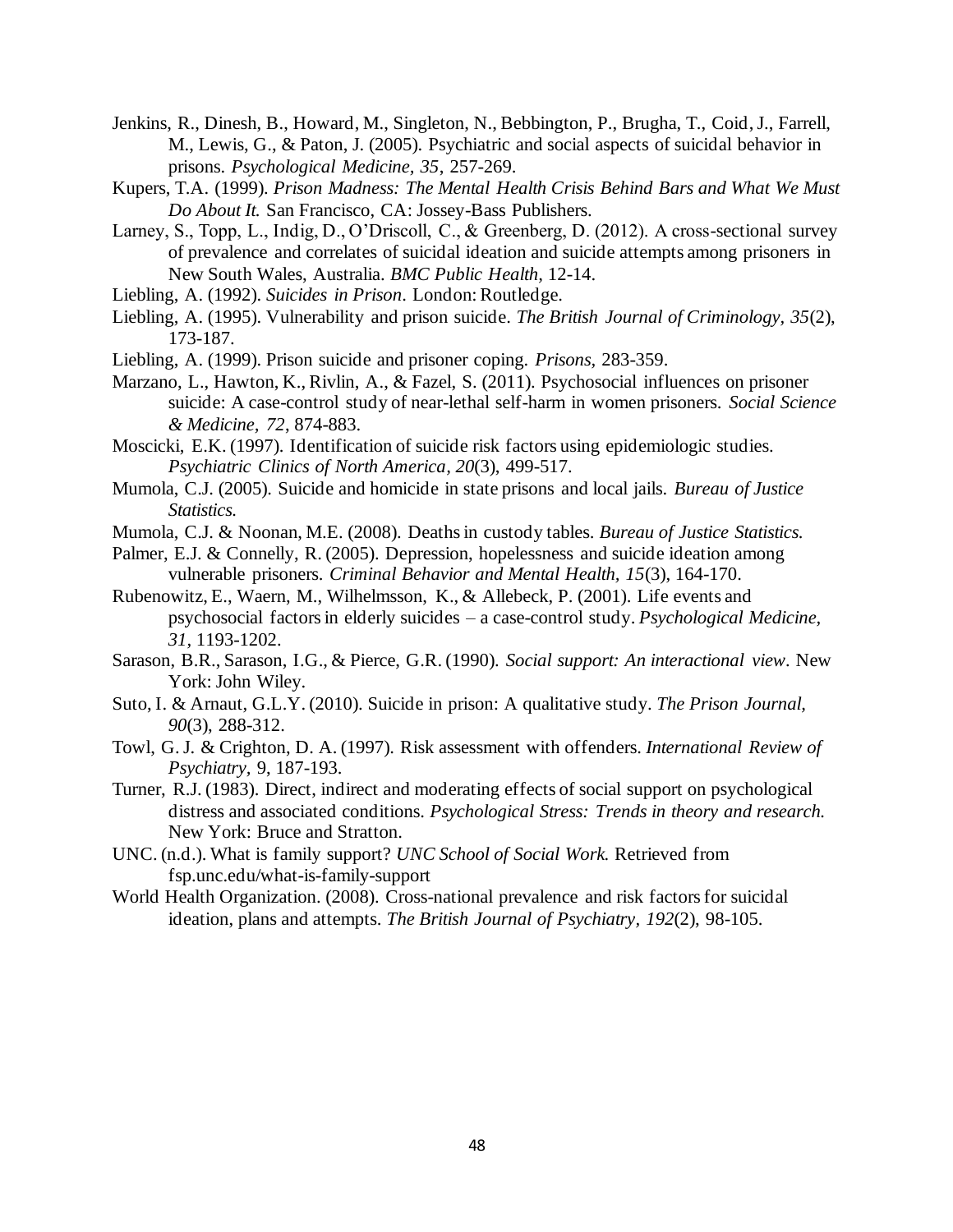Jenkins, R., Dinesh, B., Howard, M., Singleton, N., Bebbington, P., Brugha, T., Coid, J., Farrell, M., Lewis, G., & Paton, J. (2005). Psychiatric and social aspects of suicidal behavior in prisons. *Psychological Medicine, 35*, 257-269.

Kupers, T.A. (1999). *Prison Madness: The Mental Health Crisis Behind Bars and What We Must Do About It.* San Francisco, CA: Jossey-Bass Publishers.

Larney, S., Topp, L., Indig, D., O'Driscoll, C., & Greenberg, D. (2012). A cross-sectional survey of prevalence and correlates of suicidal ideation and suicide attempts among prisoners in New South Wales, Australia. *BMC Public Health,* 12-14.

Liebling, A. (1992). *Suicides in Prison.* London: Routledge.

Liebling, A. (1995). Vulnerability and prison suicide. *The British Journal of Criminology, 35*(2), 173-187.

Liebling, A. (1999). Prison suicide and prisoner coping. *Prisons*, 283-359.

Marzano, L., Hawton, K., Rivlin, A., & Fazel, S. (2011). Psychosocial influences on prisoner suicide: A case-control study of near-lethal self-harm in women prisoners. *Social Science & Medicine, 72,* 874-883.

Moscicki, E.K. (1997). Identification of suicide risk factors using epidemiologic studies. *Psychiatric Clinics of North America, 20*(3), 499-517.

Mumola, C.J. (2005). Suicide and homicide in state prisons and local jails. *Bureau of Justice Statistics.*

Mumola, C.J. & Noonan, M.E. (2008). Deaths in custody tables. *Bureau of Justice Statistics.*

Palmer, E.J. & Connelly, R. (2005). Depression, hopelessness and suicide ideation among vulnerable prisoners. *Criminal Behavior and Mental Health, 15*(3), 164-170.

Rubenowitz, E., Waern, M., Wilhelmsson, K., & Allebeck, P. (2001). Life events and psychosocial factors in elderly suicides – a case-control study. *Psychological Medicine, 31,* 1193-1202.

Sarason, B.R., Sarason, I.G., & Pierce, G.R. (1990). *Social support: An interactional view*. New York: John Wiley.

Suto, I. & Arnaut, G.L.Y. (2010). Suicide in prison: A qualitative study. *The Prison Journal, 90*(3), 288-312.

Towl, G. J. & Crighton, D. A. (1997). Risk assessment with offenders. *International Review of Psychiatry,* 9, 187-193.

Turner, R.J. (1983). Direct, indirect and moderating effects of social support on psychological distress and associated conditions. *Psychological Stress: Trends in theory and research.* New York: Bruce and Stratton.

UNC. (n.d.). What is family support? *UNC School of Social Work.* Retrieved from fsp.unc.edu/what-is-family-support

World Health Organization. (2008). Cross-national prevalence and risk factors for suicidal ideation, plans and attempts. *The British Journal of Psychiatry, 192*(2), 98-105.